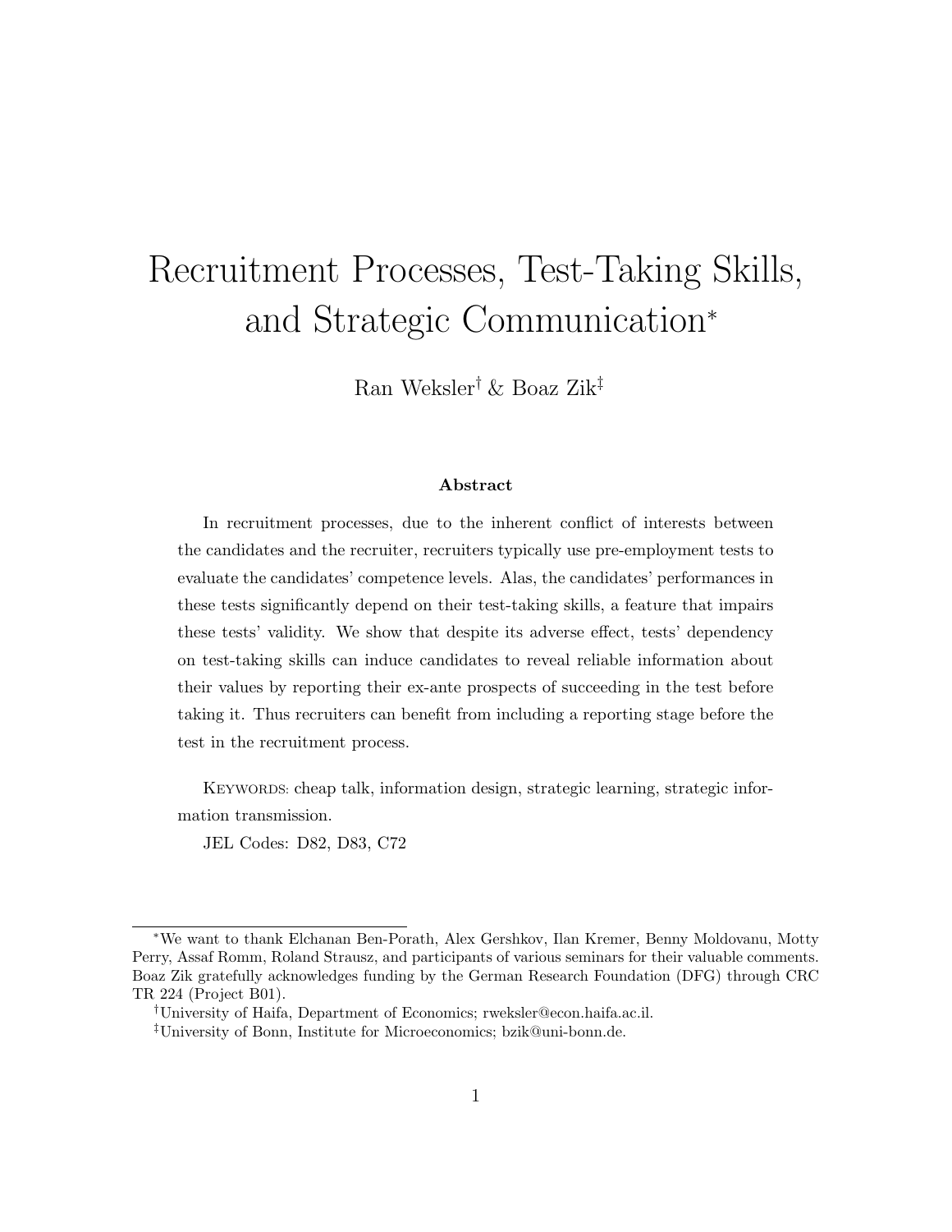# Recruitment Processes, Test-Taking Skills, and Strategic Communication*

Ran Weksler[†] & Boaz Zik[‡]

### Abstract

In recruitment processes, due to the inherent conflict of interests between the candidates and the recruiter, recruiters typically use pre-employment tests to evaluate the candidates' competence levels. Alas, the candidates' performances in these tests significantly depend on their test-taking skills, a feature that impairs these tests' validity. We show that despite its adverse effect, tests' dependency on test-taking skills can induce candidates to reveal reliable information about their values by reporting their ex-ante prospects of succeeding in the test before taking it. Thus recruiters can benefit from including a reporting stage before the test in the recruitment process.

KEYWORDS: cheap talk, information design, strategic learning, strategic information transmission.

JEL Codes: D82, D83, C72

---

*We want to thank Elchanan Ben-Porath, Alex Gershkov, Ilan Kremer, Benny Moldovanu, Motty Perry, Assaf Romm, Roland Strausz, and participants of various seminars for their valuable comments. Boaz Zik gratefully acknowledges funding by the German Research Foundation (DFG) through CRC TR 224 (Project B01).

[†]University of Haifa, Department of Economics; rweksler@econ.haifa.ac.il.

[‡]University of Bonn, Institute for Microeconomics; bzik@uni-bonn.de.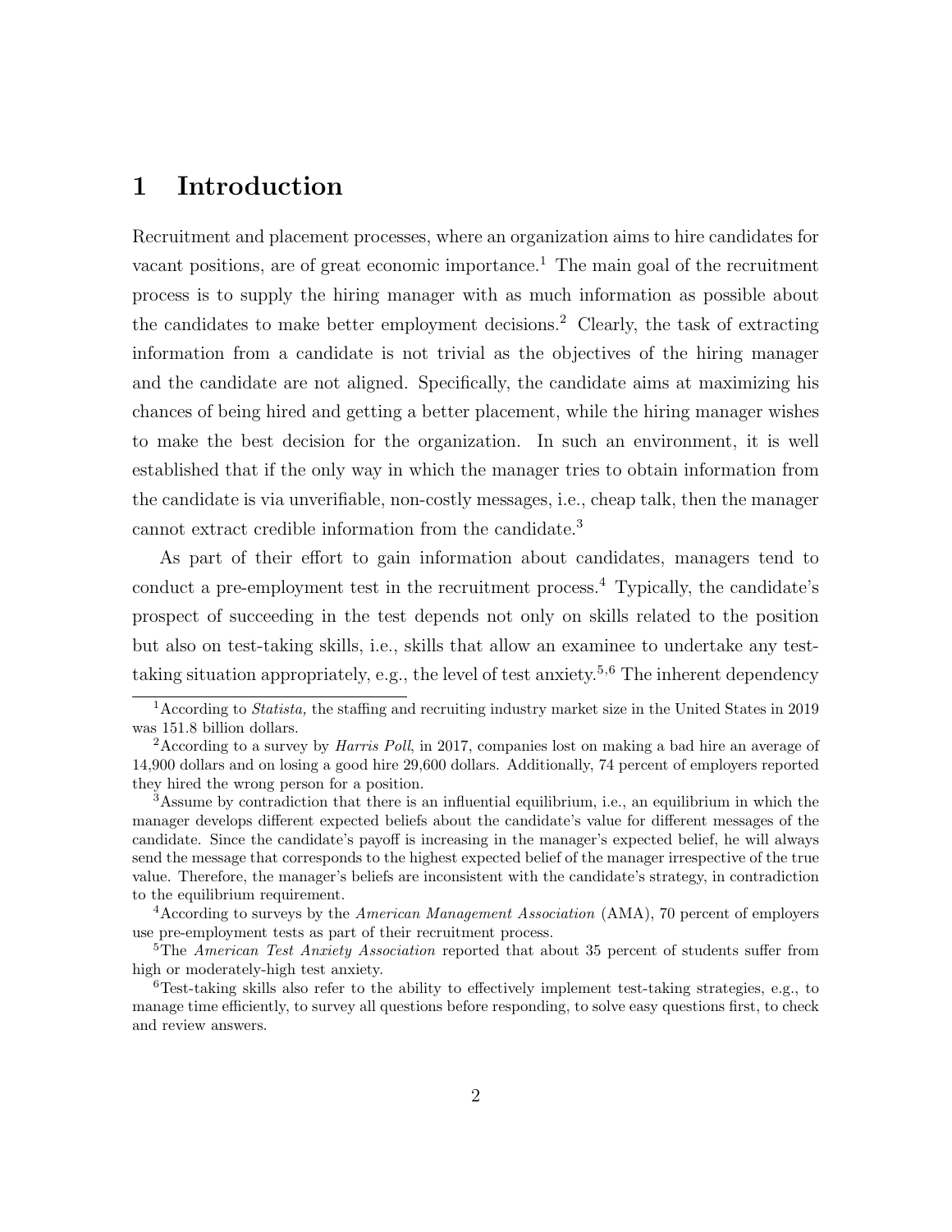# 1 Introduction

Recruitment and placement processes, where an organization aims to hire candidates for vacant positions, are of great economic importance.[1] The main goal of the recruitment process is to supply the hiring manager with as much information as possible about the candidates to make better employment decisions.[2] Clearly, the task of extracting information from a candidate is not trivial as the objectives of the hiring manager and the candidate are not aligned. Specifically, the candidate aims at maximizing his chances of being hired and getting a better placement, while the hiring manager wishes to make the best decision for the organization. In such an environment, it is well established that if the only way in which the manager tries to obtain information from the candidate is via unverifiable, non-costly messages, i.e., cheap talk, then the manager cannot extract credible information from the candidate.[3]

As part of their effort to gain information about candidates, managers tend to conduct a pre-employment test in the recruitment process.[4] Typically, the candidate's prospect of succeeding in the test depends not only on skills related to the position but also on test-taking skills, i.e., skills that allow an examinee to undertake any test-taking situation appropriately, e.g., the level of test anxiety.[5,6] The inherent dependency

---

[1] According to *Statista,* the staffing and recruiting industry market size in the United States in 2019 was 151.8 billion dollars.

[2] According to a survey by *Harris Poll*, in 2017, companies lost on making a bad hire an average of 14,900 dollars and on losing a good hire 29,600 dollars. Additionally, 74 percent of employers reported they hired the wrong person for a position.

[3] Assume by contradiction that there is an influential equilibrium, i.e., an equilibrium in which the manager develops different expected beliefs about the candidate's value for different messages of the candidate. Since the candidate's payoff is increasing in the manager's expected belief, he will always send the message that corresponds to the highest expected belief of the manager irrespective of the true value. Therefore, the manager's beliefs are inconsistent with the candidate's strategy, in contradiction to the equilibrium requirement.

[4] According to surveys by the *American Management Association* (AMA), 70 percent of employers use pre-employment tests as part of their recruitment process.

[5] The *American Test Anxiety Association* reported that about 35 percent of students suffer from high or moderately-high test anxiety.

[6] Test-taking skills also refer to the ability to effectively implement test-taking strategies, e.g., to manage time efficiently, to survey all questions before responding, to solve easy questions first, to check and review answers.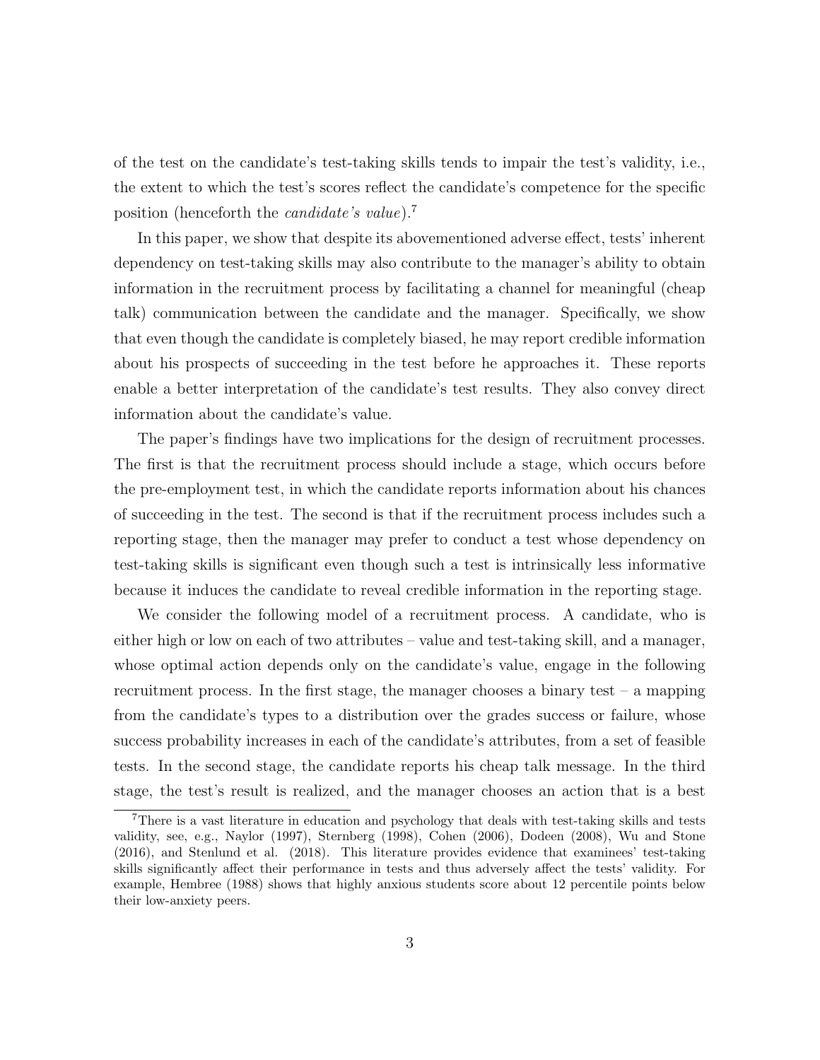of the test on the candidate's test-taking skills tends to impair the test's validity, i.e., the extent to which the test's scores reflect the candidate's competence for the specific position (henceforth the *candidate's value*).[7]

In this paper, we show that despite its abovementioned adverse effect, tests' inherent dependency on test-taking skills may also contribute to the manager's ability to obtain information in the recruitment process by facilitating a channel for meaningful (cheap talk) communication between the candidate and the manager. Specifically, we show that even though the candidate is completely biased, he may report credible information about his prospects of succeeding in the test before he approaches it. These reports enable a better interpretation of the candidate's test results. They also convey direct information about the candidate's value.

The paper's findings have two implications for the design of recruitment processes. The first is that the recruitment process should include a stage, which occurs before the pre-employment test, in which the candidate reports information about his chances of succeeding in the test. The second is that if the recruitment process includes such a reporting stage, then the manager may prefer to conduct a test whose dependency on test-taking skills is significant even though such a test is intrinsically less informative because it induces the candidate to reveal credible information in the reporting stage.

We consider the following model of a recruitment process. A candidate, who is either high or low on each of two attributes – value and test-taking skill, and a manager, whose optimal action depends only on the candidate's value, engage in the following recruitment process. In the first stage, the manager chooses a binary test – a mapping from the candidate's types to a distribution over the grades success or failure, whose success probability increases in each of the candidate's attributes, from a set of feasible tests. In the second stage, the candidate reports his cheap talk message. In the third stage, the test's result is realized, and the manager chooses an action that is a best

[7] There is a vast literature in education and psychology that deals with test-taking skills and tests validity, see, e.g., Naylor (1997), Sternberg (1998), Cohen (2006), Dodeen (2008), Wu and Stone (2016), and Stenlund et al. (2018). This literature provides evidence that examinees' test-taking skills significantly affect their performance in tests and thus adversely affect the tests' validity. For example, Hembree (1988) shows that highly anxious students score about 12 percentile points below their low-anxiety peers.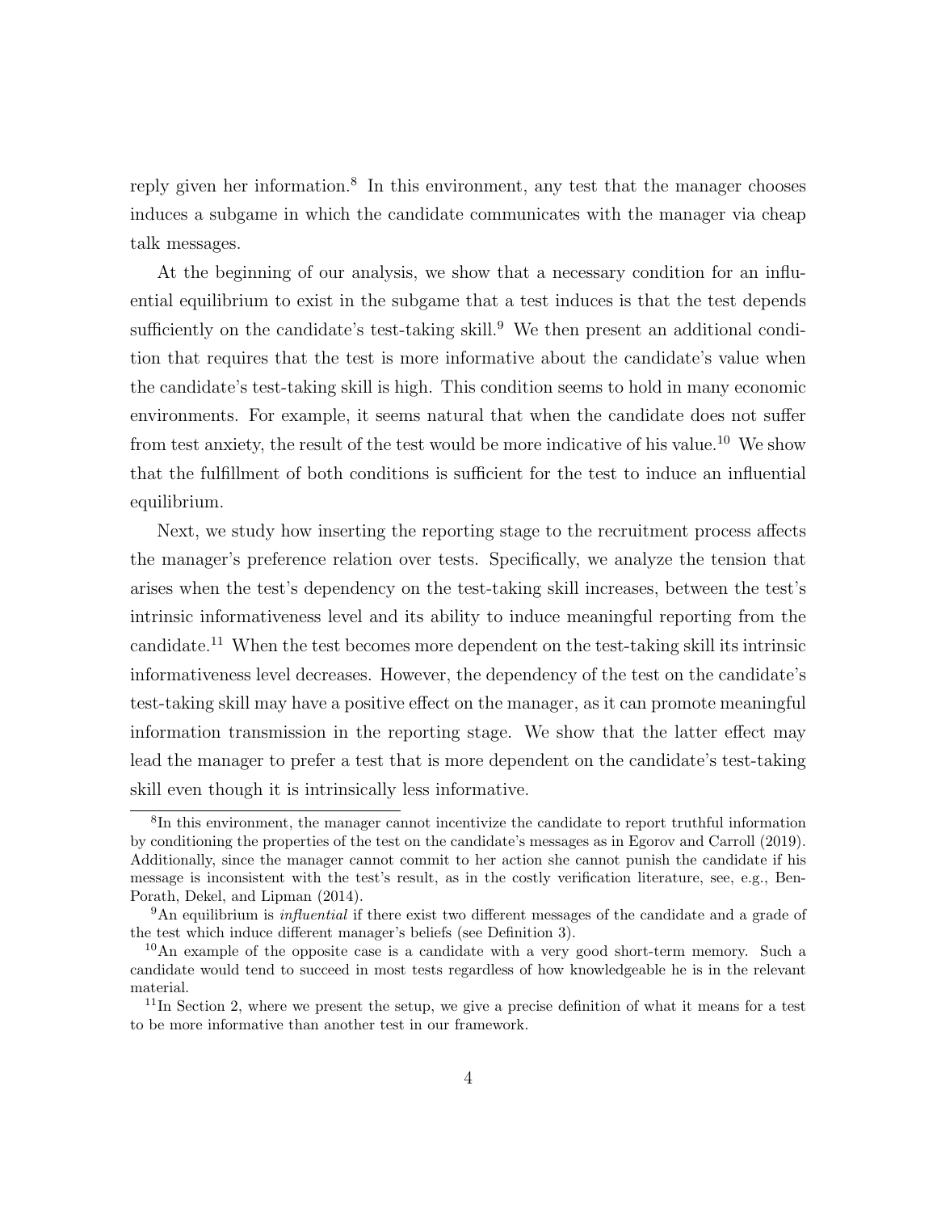reply given her information.[8] In this environment, any test that the manager chooses induces a subgame in which the candidate communicates with the manager via cheap talk messages.

At the beginning of our analysis, we show that a necessary condition for an influential equilibrium to exist in the subgame that a test induces is that the test depends sufficiently on the candidate's test-taking skill.[9] We then present an additional condition that requires that the test is more informative about the candidate's value when the candidate's test-taking skill is high. This condition seems to hold in many economic environments. For example, it seems natural that when the candidate does not suffer from test anxiety, the result of the test would be more indicative of his value.[10] We show that the fulfillment of both conditions is sufficient for the test to induce an influential equilibrium.

Next, we study how inserting the reporting stage to the recruitment process affects the manager's preference relation over tests. Specifically, we analyze the tension that arises when the test's dependency on the test-taking skill increases, between the test's intrinsic informativeness level and its ability to induce meaningful reporting from the candidate.[11] When the test becomes more dependent on the test-taking skill its intrinsic informativeness level decreases. However, the dependency of the test on the candidate's test-taking skill may have a positive effect on the manager, as it can promote meaningful information transmission in the reporting stage. We show that the latter effect may lead the manager to prefer a test that is more dependent on the candidate's test-taking skill even though it is intrinsically less informative.

---

[8] In this environment, the manager cannot incentivize the candidate to report truthful information by conditioning the properties of the test on the candidate's messages as in Egorov and Carroll (2019). Additionally, since the manager cannot commit to her action she cannot punish the candidate if his message is inconsistent with the test's result, as in the costly verification literature, see, e.g., Ben-Porath, Dekel, and Lipman (2014).

[9] An equilibrium is *influential* if there exist two different messages of the candidate and a grade of the test which induce different manager's beliefs (see Definition 3).

[10] An example of the opposite case is a candidate with a very good short-term memory. Such a candidate would tend to succeed in most tests regardless of how knowledgeable he is in the relevant material.

[11] In Section 2, where we present the setup, we give a precise definition of what it means for a test to be more informative than another test in our framework.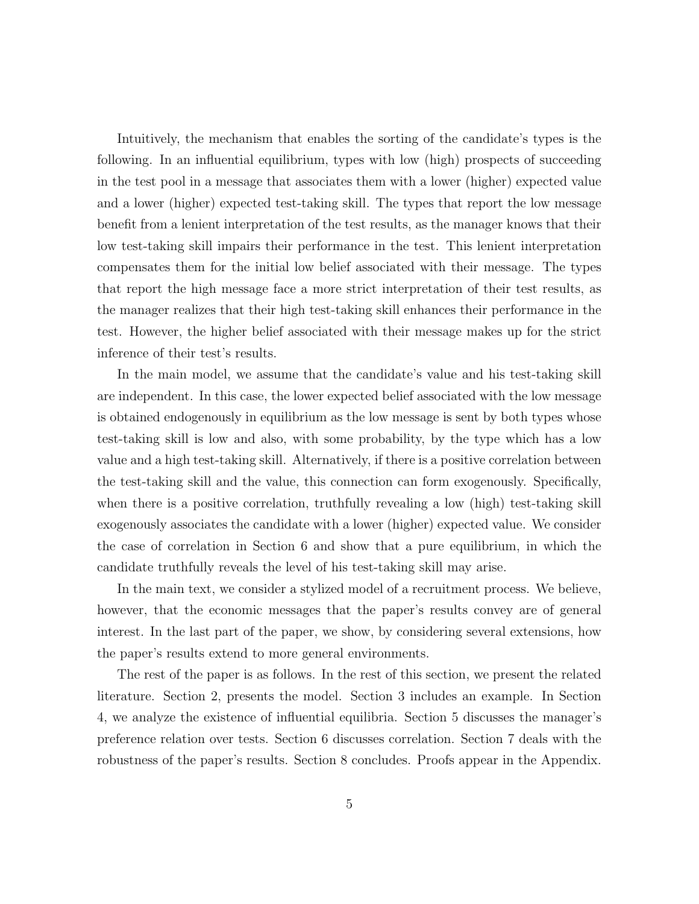Intuitively, the mechanism that enables the sorting of the candidate's types is the following. In an influential equilibrium, types with low (high) prospects of succeeding in the test pool in a message that associates them with a lower (higher) expected value and a lower (higher) expected test-taking skill. The types that report the low message benefit from a lenient interpretation of the test results, as the manager knows that their low test-taking skill impairs their performance in the test. This lenient interpretation compensates them for the initial low belief associated with their message. The types that report the high message face a more strict interpretation of their test results, as the manager realizes that their high test-taking skill enhances their performance in the test. However, the higher belief associated with their message makes up for the strict inference of their test's results.

In the main model, we assume that the candidate's value and his test-taking skill are independent. In this case, the lower expected belief associated with the low message is obtained endogenously in equilibrium as the low message is sent by both types whose test-taking skill is low and also, with some probability, by the type which has a low value and a high test-taking skill. Alternatively, if there is a positive correlation between the test-taking skill and the value, this connection can form exogenously. Specifically, when there is a positive correlation, truthfully revealing a low (high) test-taking skill exogenously associates the candidate with a lower (higher) expected value. We consider the case of correlation in Section 6 and show that a pure equilibrium, in which the candidate truthfully reveals the level of his test-taking skill may arise.

In the main text, we consider a stylized model of a recruitment process. We believe, however, that the economic messages that the paper's results convey are of general interest. In the last part of the paper, we show, by considering several extensions, how the paper's results extend to more general environments.

The rest of the paper is as follows. In the rest of this section, we present the related literature. Section 2, presents the model. Section 3 includes an example. In Section 4, we analyze the existence of influential equilibria. Section 5 discusses the manager's preference relation over tests. Section 6 discusses correlation. Section 7 deals with the robustness of the paper's results. Section 8 concludes. Proofs appear in the Appendix.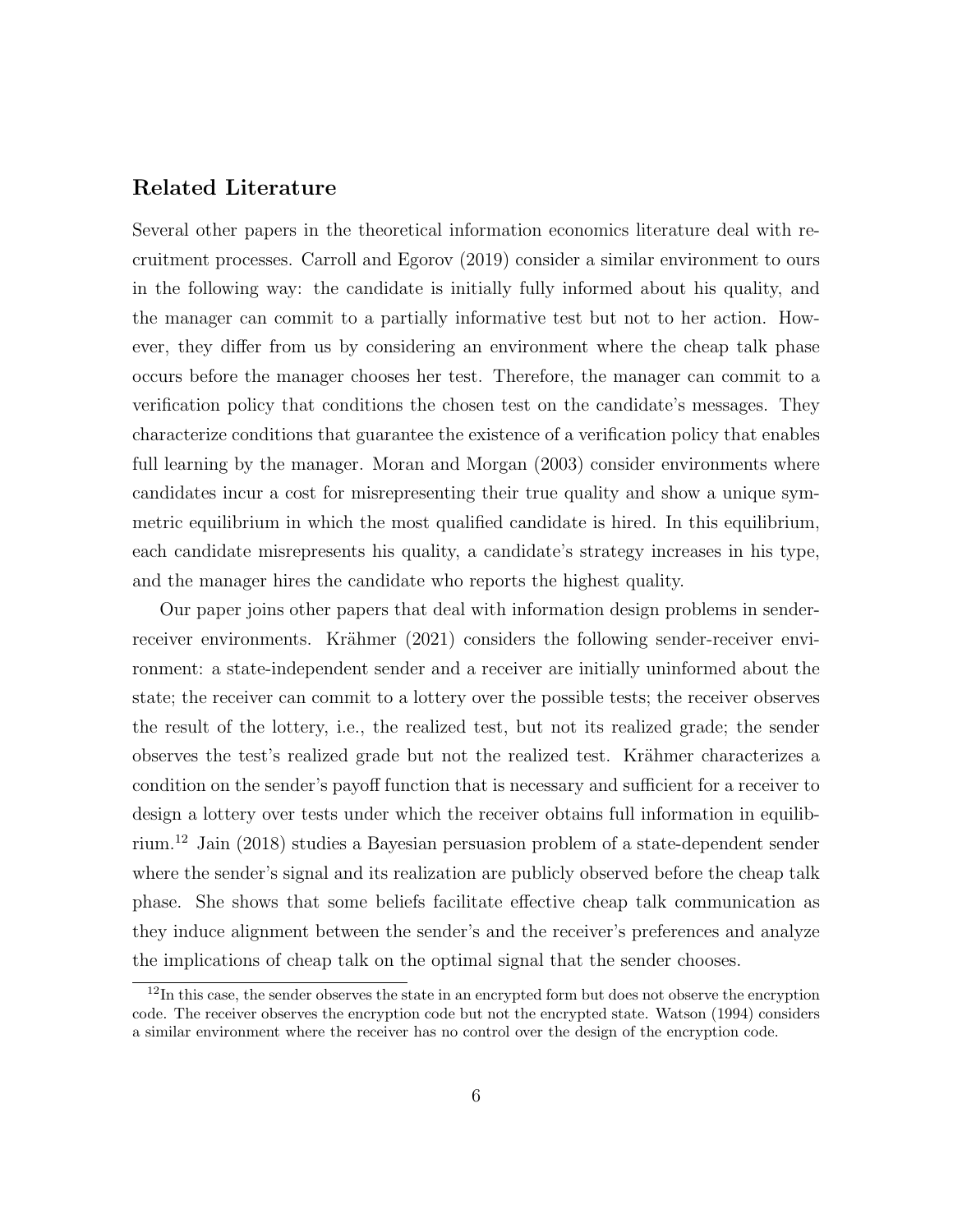## Related Literature

Several other papers in the theoretical information economics literature deal with recruitment processes. Carroll and Egorov (2019) consider a similar environment to ours in the following way: the candidate is initially fully informed about his quality, and the manager can commit to a partially informative test but not to her action. However, they differ from us by considering an environment where the cheap talk phase occurs before the manager chooses her test. Therefore, the manager can commit to a verification policy that conditions the chosen test on the candidate's messages. They characterize conditions that guarantee the existence of a verification policy that enables full learning by the manager. Moran and Morgan (2003) consider environments where candidates incur a cost for misrepresenting their true quality and show a unique symmetric equilibrium in which the most qualified candidate is hired. In this equilibrium, each candidate misrepresents his quality, a candidate's strategy increases in his type, and the manager hires the candidate who reports the highest quality.

Our paper joins other papers that deal with information design problems in sender-receiver environments. Krähmer (2021) considers the following sender-receiver environment: a state-independent sender and a receiver are initially uninformed about the state; the receiver can commit to a lottery over the possible tests; the receiver observes the result of the lottery, i.e., the realized test, but not its realized grade; the sender observes the test's realized grade but not the realized test. Krähmer characterizes a condition on the sender's payoff function that is necessary and sufficient for a receiver to design a lottery over tests under which the receiver obtains full information in equilibrium.[12] Jain (2018) studies a Bayesian persuasion problem of a state-dependent sender where the sender's signal and its realization are publicly observed before the cheap talk phase. She shows that some beliefs facilitate effective cheap talk communication as they induce alignment between the sender's and the receiver's preferences and analyze the implications of cheap talk on the optimal signal that the sender chooses.

[12] In this case, the sender observes the state in an encrypted form but does not observe the encryption code. The receiver observes the encryption code but not the encrypted state. Watson (1994) considers a similar environment where the receiver has no control over the design of the encryption code.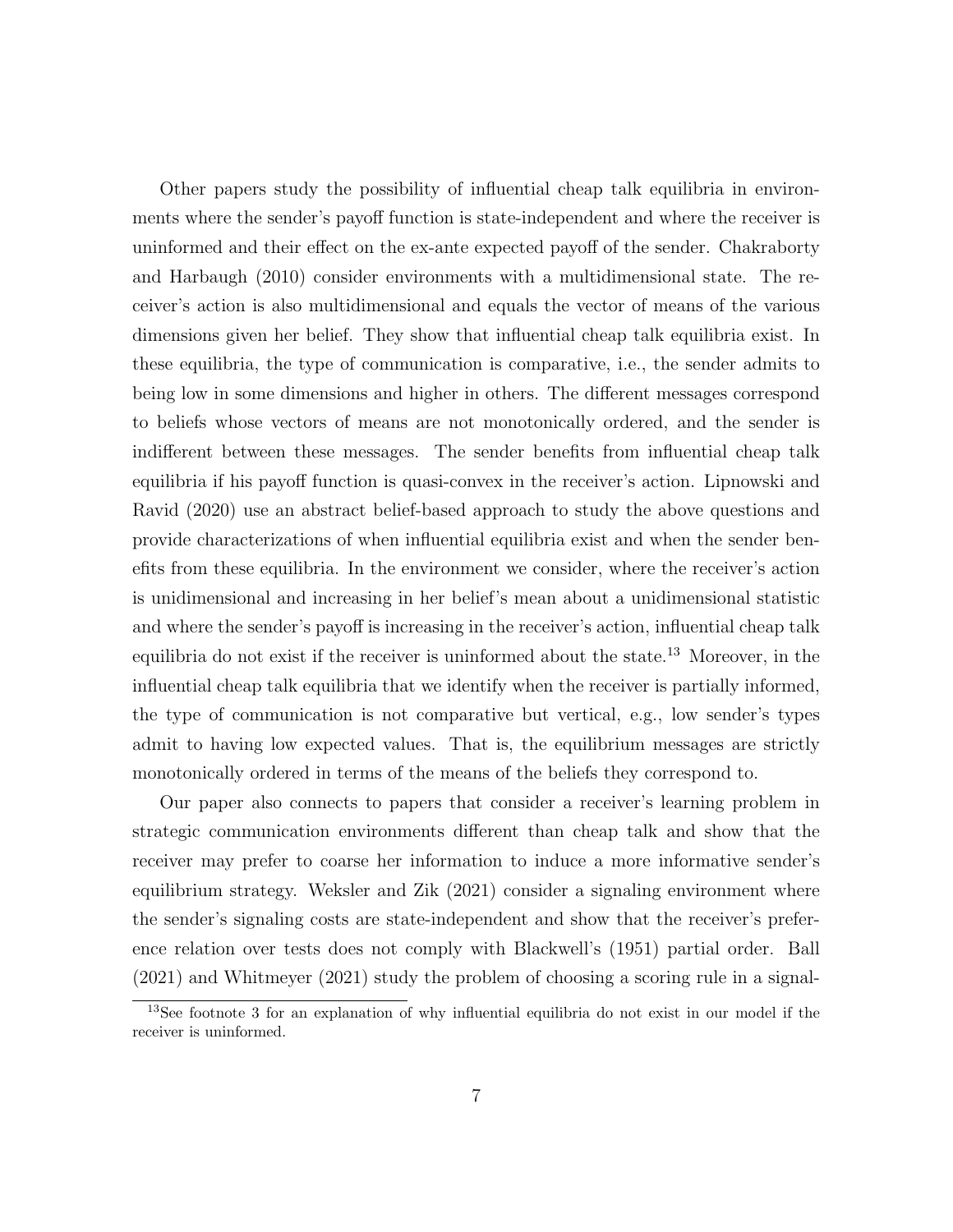Other papers study the possibility of influential cheap talk equilibria in environments where the sender's payoff function is state-independent and where the receiver is uninformed and their effect on the ex-ante expected payoff of the sender. Chakraborty and Harbaugh (2010) consider environments with a multidimensional state. The receiver's action is also multidimensional and equals the vector of means of the various dimensions given her belief. They show that influential cheap talk equilibria exist. In these equilibria, the type of communication is comparative, i.e., the sender admits to being low in some dimensions and higher in others. The different messages correspond to beliefs whose vectors of means are not monotonically ordered, and the sender is indifferent between these messages. The sender benefits from influential cheap talk equilibria if his payoff function is quasi-convex in the receiver's action. Lipnowski and Ravid (2020) use an abstract belief-based approach to study the above questions and provide characterizations of when influential equilibria exist and when the sender benefits from these equilibria. In the environment we consider, where the receiver's action is unidimensional and increasing in her belief's mean about a unidimensional statistic and where the sender's payoff is increasing in the receiver's action, influential cheap talk equilibria do not exist if the receiver is uninformed about the state.[13] Moreover, in the influential cheap talk equilibria that we identify when the receiver is partially informed, the type of communication is not comparative but vertical, e.g., low sender's types admit to having low expected values. That is, the equilibrium messages are strictly monotonically ordered in terms of the means of the beliefs they correspond to.

Our paper also connects to papers that consider a receiver's learning problem in strategic communication environments different than cheap talk and show that the receiver may prefer to coarse her information to induce a more informative sender's equilibrium strategy. Weksler and Zik (2021) consider a signaling environment where the sender's signaling costs are state-independent and show that the receiver's preference relation over tests does not comply with Blackwell's (1951) partial order. Ball (2021) and Whitmeyer (2021) study the problem of choosing a scoring rule in a signal-

[13] See footnote 3 for an explanation of why influential equilibria do not exist in our model if the receiver is uninformed.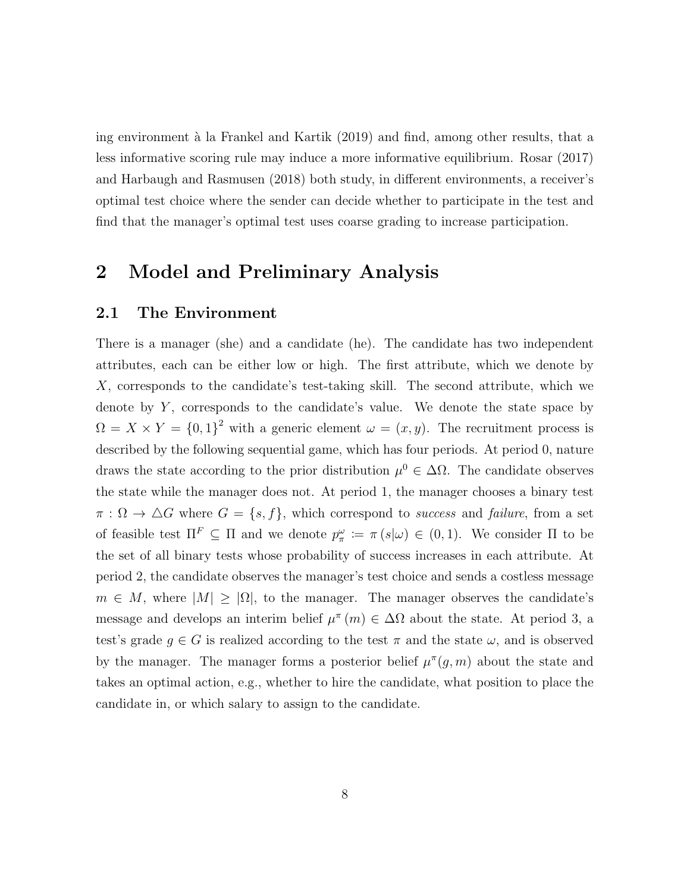ing environment à la Frankel and Kartik (2019) and find, among other results, that a less informative scoring rule may induce a more informative equilibrium. Rosar (2017) and Harbaugh and Rasmusen (2018) both study, in different environments, a receiver's optimal test choice where the sender can decide whether to participate in the test and find that the manager's optimal test uses coarse grading to increase participation.

# 2 Model and Preliminary Analysis

## 2.1 The Environment

There is a manager (she) and a candidate (he). The candidate has two independent attributes, each can be either low or high. The first attribute, which we denote by $X$, corresponds to the candidate's test-taking skill. The second attribute, which we denote by $Y$, corresponds to the candidate's value. We denote the state space by $\Omega = X \times Y = \{0,1\}^2$ with a generic element $\omega = (x, y)$. The recruitment process is described by the following sequential game, which has four periods. At period 0, nature draws the state according to the prior distribution $\mu^0 \in \Delta\Omega$. The candidate observes the state while the manager does not. At period 1, the manager chooses a binary test $\pi : \Omega \to \triangle G$ where $G = \{s, f\}$, which correspond to *success* and *failure*, from a set of feasible test $\Pi^F \subseteq \Pi$ and we denote $p_\pi^\omega := \pi(s|\omega) \in (0,1)$. We consider $\Pi$ to be the set of all binary tests whose probability of success increases in each attribute. At period 2, the candidate observes the manager's test choice and sends a costless message $m \in M$, where $|M| \geq |\Omega|$, to the manager. The manager observes the candidate's message and develops an interim belief $\mu^\pi(m) \in \Delta\Omega$ about the state. At period 3, a test's grade $g \in G$ is realized according to the test $\pi$ and the state $\omega$, and is observed by the manager. The manager forms a posterior belief $\mu^\pi(g, m)$ about the state and takes an optimal action, e.g., whether to hire the candidate, what position to place the candidate in, or which salary to assign to the candidate.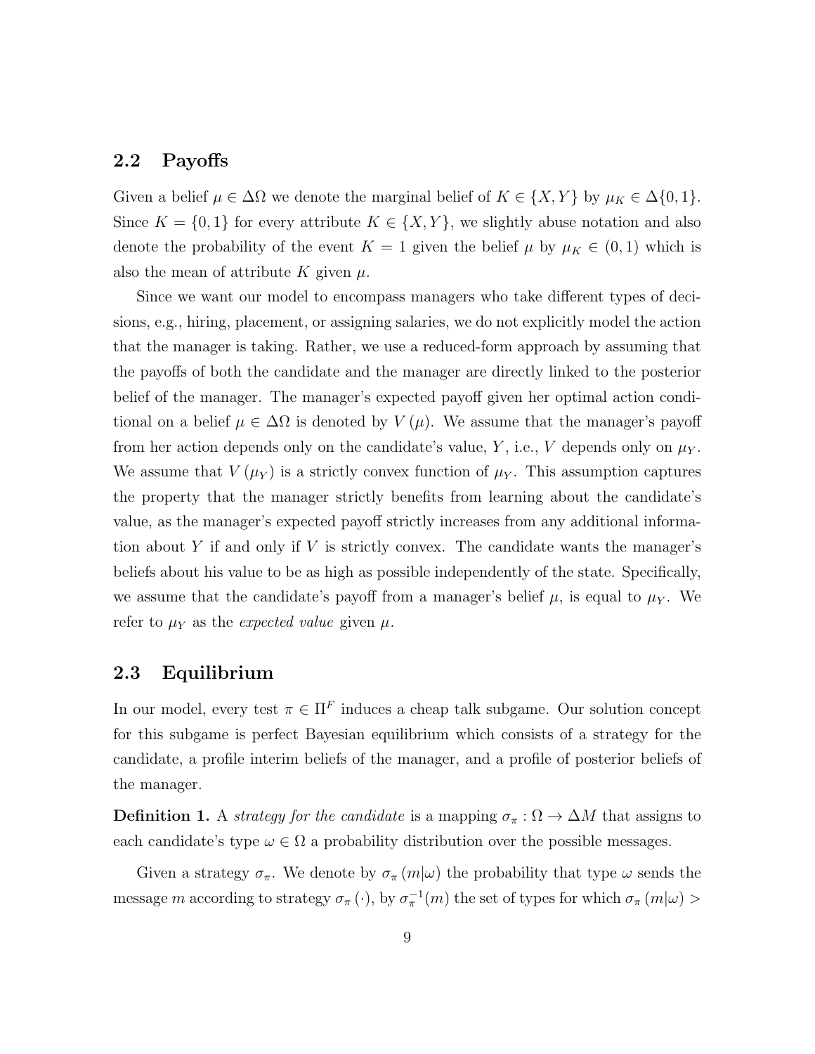## 2.2 Payoffs

Given a belief $\mu \in \Delta\Omega$ we denote the marginal belief of $K \in \{X, Y\}$ by $\mu_K \in \Delta\{0,1\}$. Since $K = \{0,1\}$ for every attribute $K \in \{X, Y\}$, we slightly abuse notation and also denote the probability of the event $K = 1$ given the belief $\mu$ by $\mu_K \in (0,1)$ which is also the mean of attribute $K$ given $\mu$.

Since we want our model to encompass managers who take different types of decisions, e.g., hiring, placement, or assigning salaries, we do not explicitly model the action that the manager is taking. Rather, we use a reduced-form approach by assuming that the payoffs of both the candidate and the manager are directly linked to the posterior belief of the manager. The manager's expected payoff given her optimal action conditional on a belief $\mu \in \Delta\Omega$ is denoted by $V(\mu)$. We assume that the manager's payoff from her action depends only on the candidate's value, $Y$, i.e., $V$ depends only on $\mu_Y$. We assume that $V(\mu_Y)$ is a strictly convex function of $\mu_Y$. This assumption captures the property that the manager strictly benefits from learning about the candidate's value, as the manager's expected payoff strictly increases from any additional information about $Y$ if and only if $V$ is strictly convex. The candidate wants the manager's beliefs about his value to be as high as possible independently of the state. Specifically, we assume that the candidate's payoff from a manager's belief $\mu$, is equal to $\mu_Y$. We refer to $\mu_Y$ as the *expected value* given $\mu$.

## 2.3 Equilibrium

In our model, every test $\pi \in \Pi^F$ induces a cheap talk subgame. Our solution concept for this subgame is perfect Bayesian equilibrium which consists of a strategy for the candidate, a profile interim beliefs of the manager, and a profile of posterior beliefs of the manager.

**Definition 1.** A *strategy for the candidate* is a mapping $\sigma_\pi : \Omega \to \Delta M$ that assigns to each candidate's type $\omega \in \Omega$ a probability distribution over the possible messages.

Given a strategy $\sigma_\pi$. We denote by $\sigma_\pi(m|\omega)$ the probability that type $\omega$ sends the message $m$ according to strategy $\sigma_\pi(\cdot)$, by $\sigma_\pi^{-1}(m)$ the set of types for which $\sigma_\pi(m|\omega) >$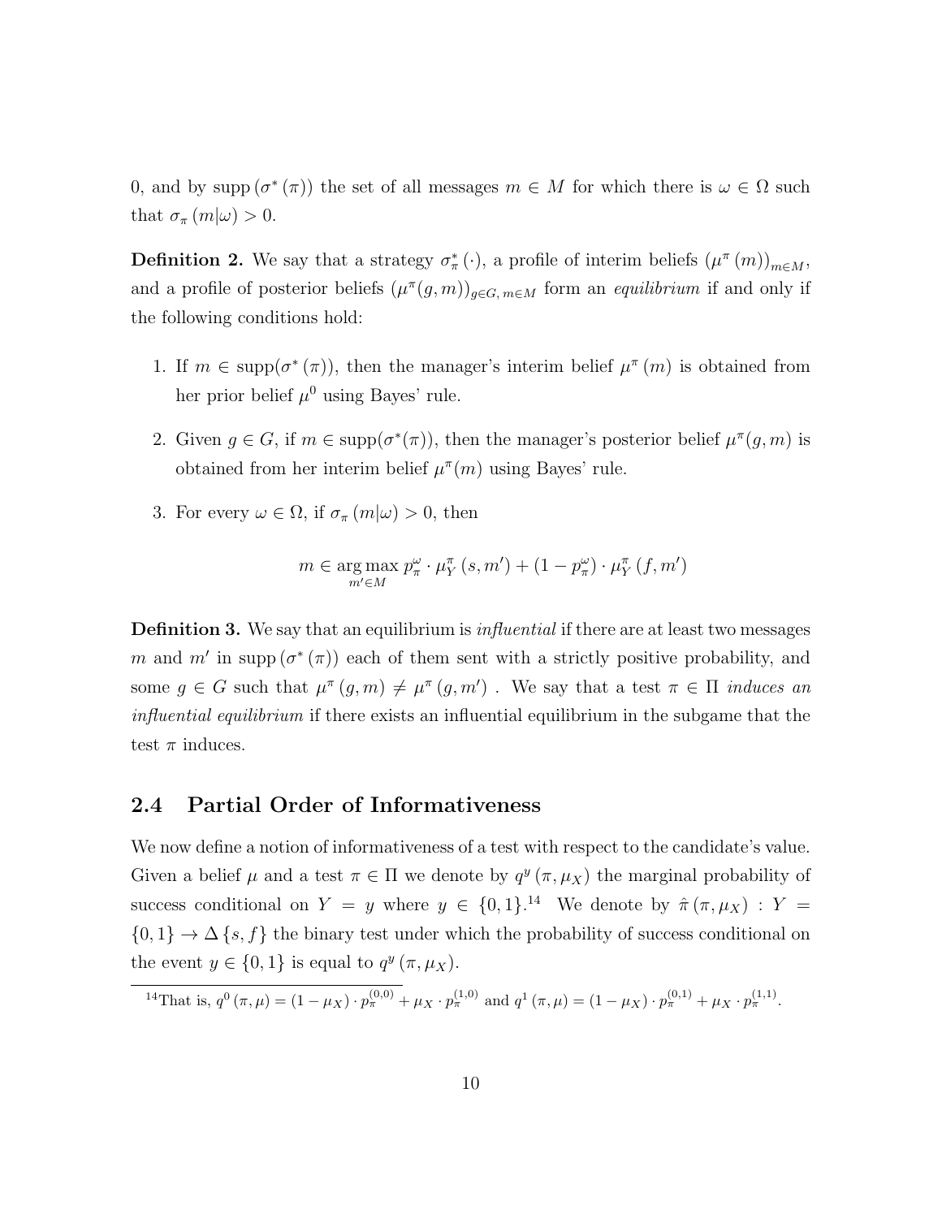0, and by $\text{supp}(\sigma^*(\pi))$ the set of all messages $m \in M$ for which there is $\omega \in \Omega$ such that $\sigma_\pi(m|\omega) > 0$.

**Definition 2.** We say that a strategy $\sigma^*_\pi(\cdot)$, a profile of interim beliefs $(\mu^\pi(m))_{m \in M}$, and a profile of posterior beliefs $(\mu^\pi(g,m))_{g \in G,\, m \in M}$ form an *equilibrium* if and only if the following conditions hold:

1. If $m \in \text{supp}(\sigma^*(\pi))$, then the manager's interim belief $\mu^\pi(m)$ is obtained from her prior belief $\mu^0$ using Bayes' rule.
2. Given $g \in G$, if $m \in \text{supp}(\sigma^*(\pi))$, then the manager's posterior belief $\mu^\pi(g,m)$ is obtained from her interim belief $\mu^\pi(m)$ using Bayes' rule.
3. For every $\omega \in \Omega$, if $\sigma_\pi(m|\omega) > 0$, then

$$m \in \underset{m' \in M}{\arg\max}\; p^\omega_\pi \cdot \mu^\pi_Y(s, m') + (1 - p^\omega_\pi) \cdot \mu^\pi_Y(f, m')$$

**Definition 3.** We say that an equilibrium is *influential* if there are at least two messages $m$ and $m'$ in $\text{supp}(\sigma^*(\pi))$ each of them sent with a strictly positive probability, and some $g \in G$ such that $\mu^\pi(g,m) \neq \mu^\pi(g,m')$ . We say that a test $\pi \in \Pi$ *induces an influential equilibrium* if there exists an influential equilibrium in the subgame that the test $\pi$ induces.

## 2.4 Partial Order of Informativeness

We now define a notion of informativeness of a test with respect to the candidate's value. Given a belief $\mu$ and a test $\pi \in \Pi$ we denote by $q^y(\pi, \mu_X)$ the marginal probability of success conditional on $Y = y$ where $y \in \{0,1\}$.[14] We denote by $\hat{\pi}(\pi, \mu_X) : Y = \{0,1\} \to \Delta\{s,f\}$ the binary test under which the probability of success conditional on the event $y \in \{0,1\}$ is equal to $q^y(\pi, \mu_X)$.

[14] That is, $q^0(\pi,\mu) = (1-\mu_X) \cdot p^{(0,0)}_\pi + \mu_X \cdot p^{(1,0)}_\pi$ and $q^1(\pi,\mu) = (1-\mu_X) \cdot p^{(0,1)}_\pi + \mu_X \cdot p^{(1,1)}_\pi$.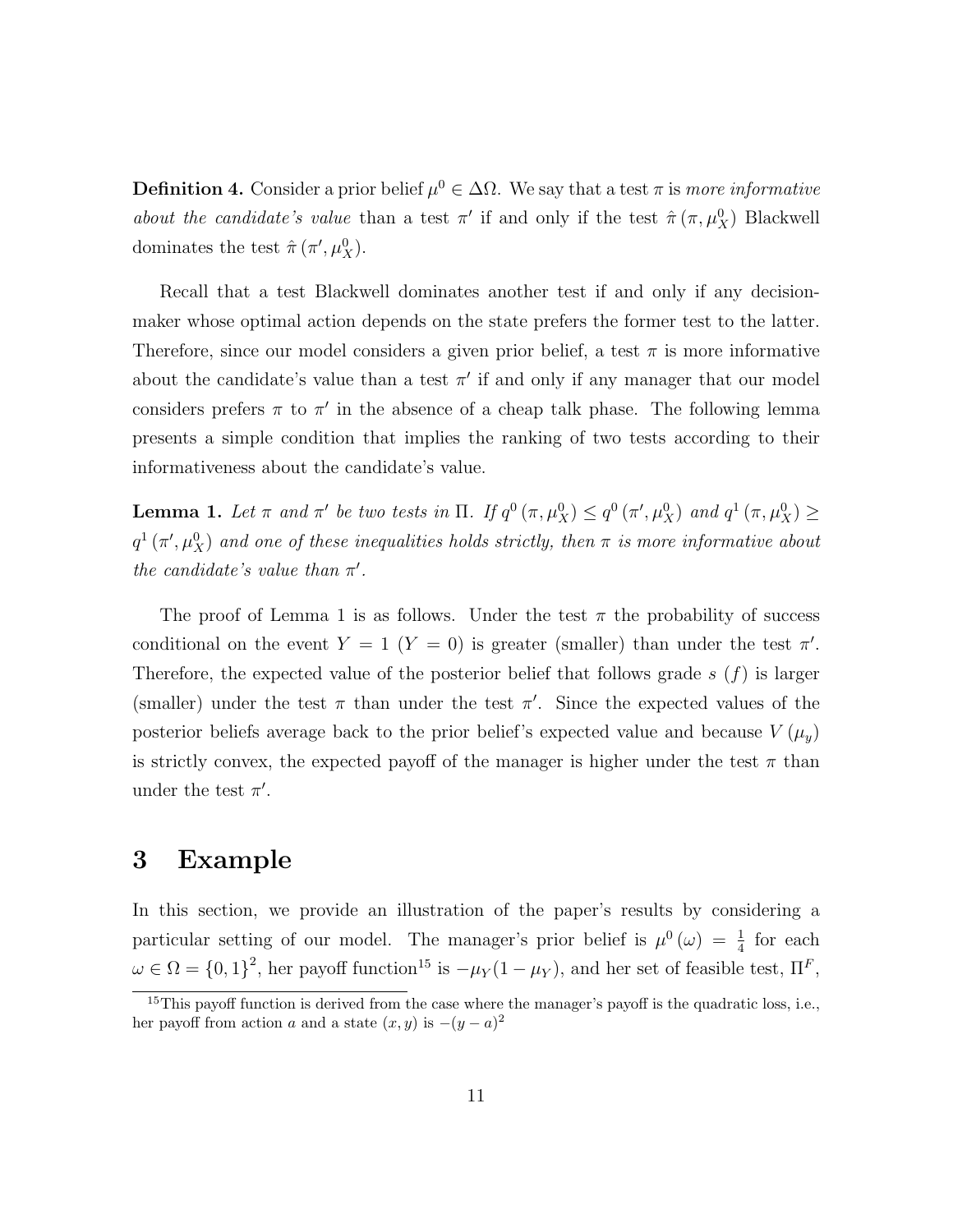**Definition 4.** Consider a prior belief $\mu^0 \in \Delta\Omega$. We say that a test $\pi$ is *more informative about the candidate's value* than a test $\pi'$ if and only if the test $\hat{\pi}(\pi, \mu_X^0)$ Blackwell dominates the test $\hat{\pi}(\pi', \mu_X^0)$.

Recall that a test Blackwell dominates another test if and only if any decision-maker whose optimal action depends on the state prefers the former test to the latter. Therefore, since our model considers a given prior belief, a test $\pi$ is more informative about the candidate's value than a test $\pi'$ if and only if any manager that our model considers prefers $\pi$ to $\pi'$ in the absence of a cheap talk phase. The following lemma presents a simple condition that implies the ranking of two tests according to their informativeness about the candidate's value.

**Lemma 1.** *Let $\pi$ and $\pi'$ be two tests in $\Pi$. If $q^0(\pi, \mu_X^0) \leq q^0(\pi', \mu_X^0)$ and $q^1(\pi, \mu_X^0) \geq q^1(\pi', \mu_X^0)$ and one of these inequalities holds strictly, then $\pi$ is more informative about the candidate's value than $\pi'$.*

The proof of Lemma 1 is as follows. Under the test $\pi$ the probability of success conditional on the event $Y = 1$ ($Y = 0$) is greater (smaller) than under the test $\pi'$. Therefore, the expected value of the posterior belief that follows grade $s$ ($f$) is larger (smaller) under the test $\pi$ than under the test $\pi'$. Since the expected values of the posterior beliefs average back to the prior belief's expected value and because $V(\mu_y)$ is strictly convex, the expected payoff of the manager is higher under the test $\pi$ than under the test $\pi'$.

# 3 Example

In this section, we provide an illustration of the paper's results by considering a particular setting of our model. The manager's prior belief is $\mu^0(\omega) = \frac{1}{4}$ for each $\omega \in \Omega = \{0,1\}^2$, her payoff function[15] is $-\mu_Y(1-\mu_Y)$, and her set of feasible test, $\Pi^F$,

[15] This payoff function is derived from the case where the manager's payoff is the quadratic loss, i.e., her payoff from action $a$ and a state $(x, y)$ is $-(y-a)^2$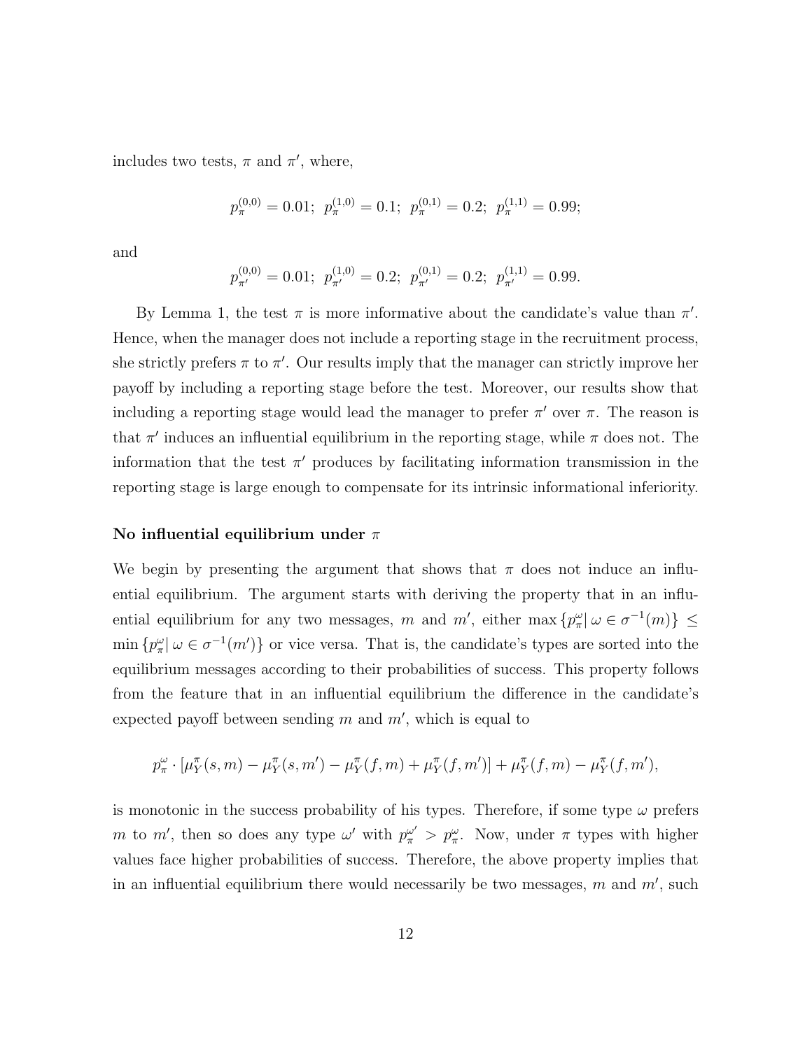includes two tests, $\pi$ and $\pi'$, where,

$$p_{\pi}^{(0,0)} = 0.01;\ p_{\pi}^{(1,0)} = 0.1;\ p_{\pi}^{(0,1)} = 0.2;\ p_{\pi}^{(1,1)} = 0.99;$$

and

$$p_{\pi'}^{(0,0)} = 0.01;\ p_{\pi'}^{(1,0)} = 0.2;\ p_{\pi'}^{(0,1)} = 0.2;\ p_{\pi'}^{(1,1)} = 0.99.$$

By Lemma 1, the test $\pi$ is more informative about the candidate's value than $\pi'$. Hence, when the manager does not include a reporting stage in the recruitment process, she strictly prefers $\pi$ to $\pi'$. Our results imply that the manager can strictly improve her payoff by including a reporting stage before the test. Moreover, our results show that including a reporting stage would lead the manager to prefer $\pi'$ over $\pi$. The reason is that $\pi'$ induces an influential equilibrium in the reporting stage, while $\pi$ does not. The information that the test $\pi'$ produces by facilitating information transmission in the reporting stage is large enough to compensate for its intrinsic informational inferiority.

**No influential equilibrium under $\pi$**

We begin by presenting the argument that shows that $\pi$ does not induce an influential equilibrium. The argument starts with deriving the property that in an influential equilibrium for any two messages, $m$ and $m'$, either $\max\{p_{\pi}^{\omega} |\, \omega \in \sigma^{-1}(m)\} \leq \min\{p_{\pi}^{\omega} |\, \omega \in \sigma^{-1}(m')\}$ or vice versa. That is, the candidate's types are sorted into the equilibrium messages according to their probabilities of success. This property follows from the feature that in an influential equilibrium the difference in the candidate's expected payoff between sending $m$ and $m'$, which is equal to

$$p_{\pi}^{\omega} \cdot [\mu_Y^{\pi}(s, m) - \mu_Y^{\pi}(s, m') - \mu_Y^{\pi}(f, m) + \mu_Y^{\pi}(f, m')] + \mu_Y^{\pi}(f, m) - \mu_Y^{\pi}(f, m'),$$

is monotonic in the success probability of his types. Therefore, if some type $\omega$ prefers $m$ to $m'$, then so does any type $\omega'$ with $p_{\pi}^{\omega'} > p_{\pi}^{\omega}$. Now, under $\pi$ types with higher values face higher probabilities of success. Therefore, the above property implies that in an influential equilibrium there would necessarily be two messages, $m$ and $m'$, such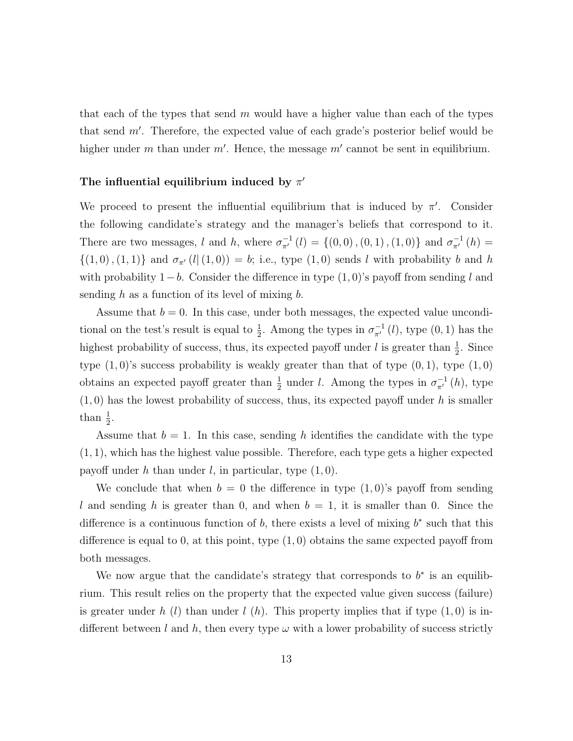that each of the types that send $m$ would have a higher value than each of the types that send $m'$. Therefore, the expected value of each grade's posterior belief would be higher under $m$ than under $m'$. Hence, the message $m'$ cannot be sent in equilibrium.

**The influential equilibrium induced by $\pi'$**

We proceed to present the influential equilibrium that is induced by $\pi'$. Consider the following candidate's strategy and the manager's beliefs that correspond to it. There are two messages, $l$ and $h$, where $\sigma_{\pi'}^{-1}(l) = \{(0,0),(0,1),(1,0)\}$ and $\sigma_{\pi'}^{-1}(h) = \{(1,0),(1,1)\}$ and $\sigma_{\pi'}(l|(1,0)) = b$; i.e., type $(1,0)$ sends $l$ with probability $b$ and $h$ with probability $1-b$. Consider the difference in type $(1,0)$'s payoff from sending $l$ and sending $h$ as a function of its level of mixing $b$.

Assume that $b = 0$. In this case, under both messages, the expected value unconditional on the test's result is equal to $\frac{1}{2}$. Among the types in $\sigma_{\pi'}^{-1}(l)$, type $(0,1)$ has the highest probability of success, thus, its expected payoff under $l$ is greater than $\frac{1}{2}$. Since type $(1,0)$'s success probability is weakly greater than that of type $(0,1)$, type $(1,0)$ obtains an expected payoff greater than $\frac{1}{2}$ under $l$. Among the types in $\sigma_{\pi'}^{-1}(h)$, type $(1,0)$ has the lowest probability of success, thus, its expected payoff under $h$ is smaller than $\frac{1}{2}$.

Assume that $b = 1$. In this case, sending $h$ identifies the candidate with the type $(1,1)$, which has the highest value possible. Therefore, each type gets a higher expected payoff under $h$ than under $l$, in particular, type $(1,0)$.

We conclude that when $b = 0$ the difference in type $(1,0)$'s payoff from sending $l$ and sending $h$ is greater than 0, and when $b = 1$, it is smaller than 0. Since the difference is a continuous function of $b$, there exists a level of mixing $b^*$ such that this difference is equal to 0, at this point, type $(1,0)$ obtains the same expected payoff from both messages.

We now argue that the candidate's strategy that corresponds to $b^*$ is an equilibrium. This result relies on the property that the expected value given success (failure) is greater under $h$ ($l$) than under $l$ ($h$). This property implies that if type $(1,0)$ is indifferent between $l$ and $h$, then every type $\omega$ with a lower probability of success strictly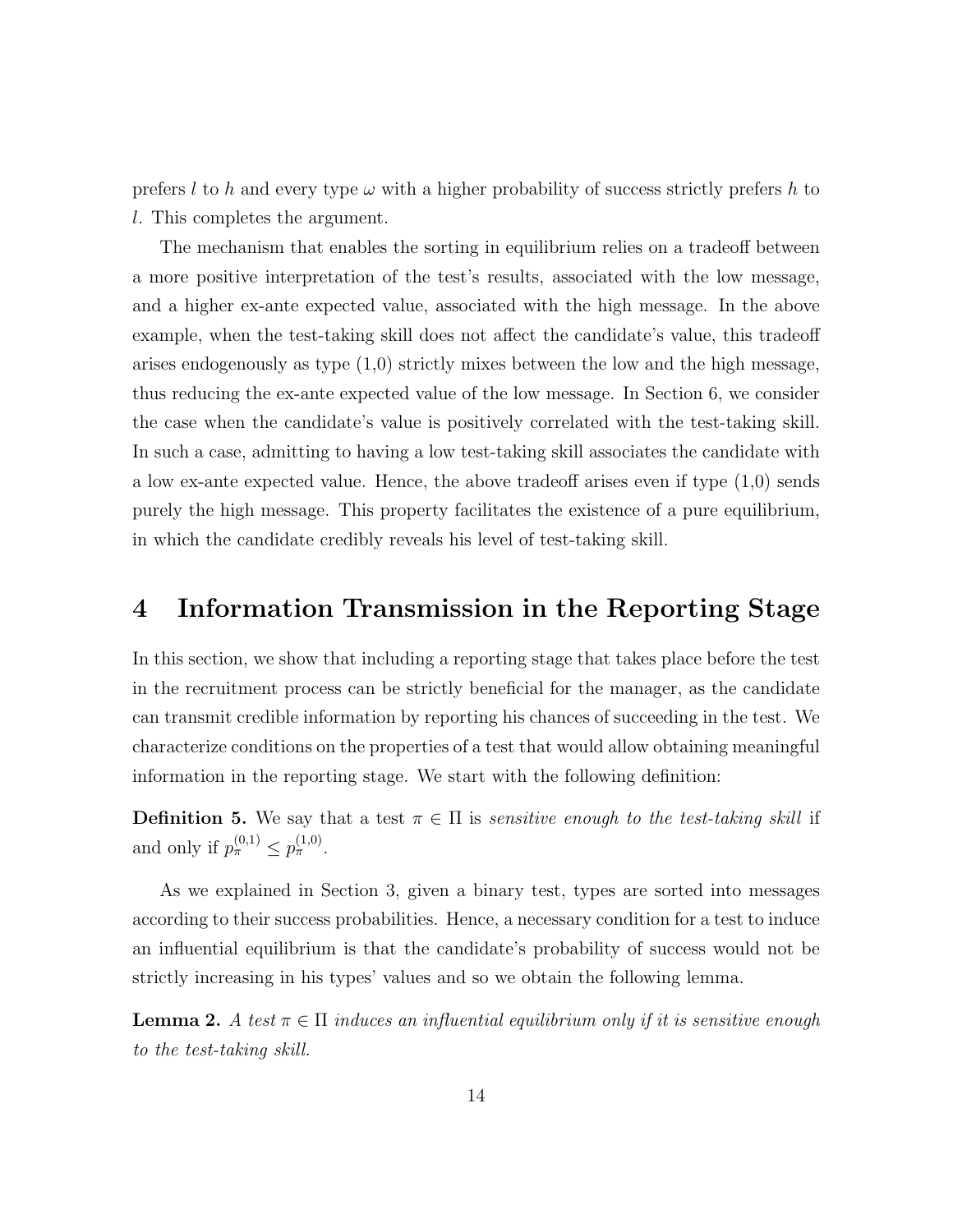prefers $l$ to $h$ and every type $\omega$ with a higher probability of success strictly prefers $h$ to $l$. This completes the argument.

The mechanism that enables the sorting in equilibrium relies on a tradeoff between a more positive interpretation of the test's results, associated with the low message, and a higher ex-ante expected value, associated with the high message. In the above example, when the test-taking skill does not affect the candidate's value, this tradeoff arises endogenously as type (1,0) strictly mixes between the low and the high message, thus reducing the ex-ante expected value of the low message. In Section 6, we consider the case when the candidate's value is positively correlated with the test-taking skill. In such a case, admitting to having a low test-taking skill associates the candidate with a low ex-ante expected value. Hence, the above tradeoff arises even if type (1,0) sends purely the high message. This property facilitates the existence of a pure equilibrium, in which the candidate credibly reveals his level of test-taking skill.

# 4 Information Transmission in the Reporting Stage

In this section, we show that including a reporting stage that takes place before the test in the recruitment process can be strictly beneficial for the manager, as the candidate can transmit credible information by reporting his chances of succeeding in the test. We characterize conditions on the properties of a test that would allow obtaining meaningful information in the reporting stage. We start with the following definition:

**Definition 5.** We say that a test $\pi \in \Pi$ is *sensitive enough to the test-taking skill* if and only if $p_{\pi}^{(0,1)} \leq p_{\pi}^{(1,0)}$.

As we explained in Section 3, given a binary test, types are sorted into messages according to their success probabilities. Hence, a necessary condition for a test to induce an influential equilibrium is that the candidate's probability of success would not be strictly increasing in his types' values and so we obtain the following lemma.

**Lemma 2.** *A test $\pi \in \Pi$ induces an influential equilibrium only if it is sensitive enough to the test-taking skill.*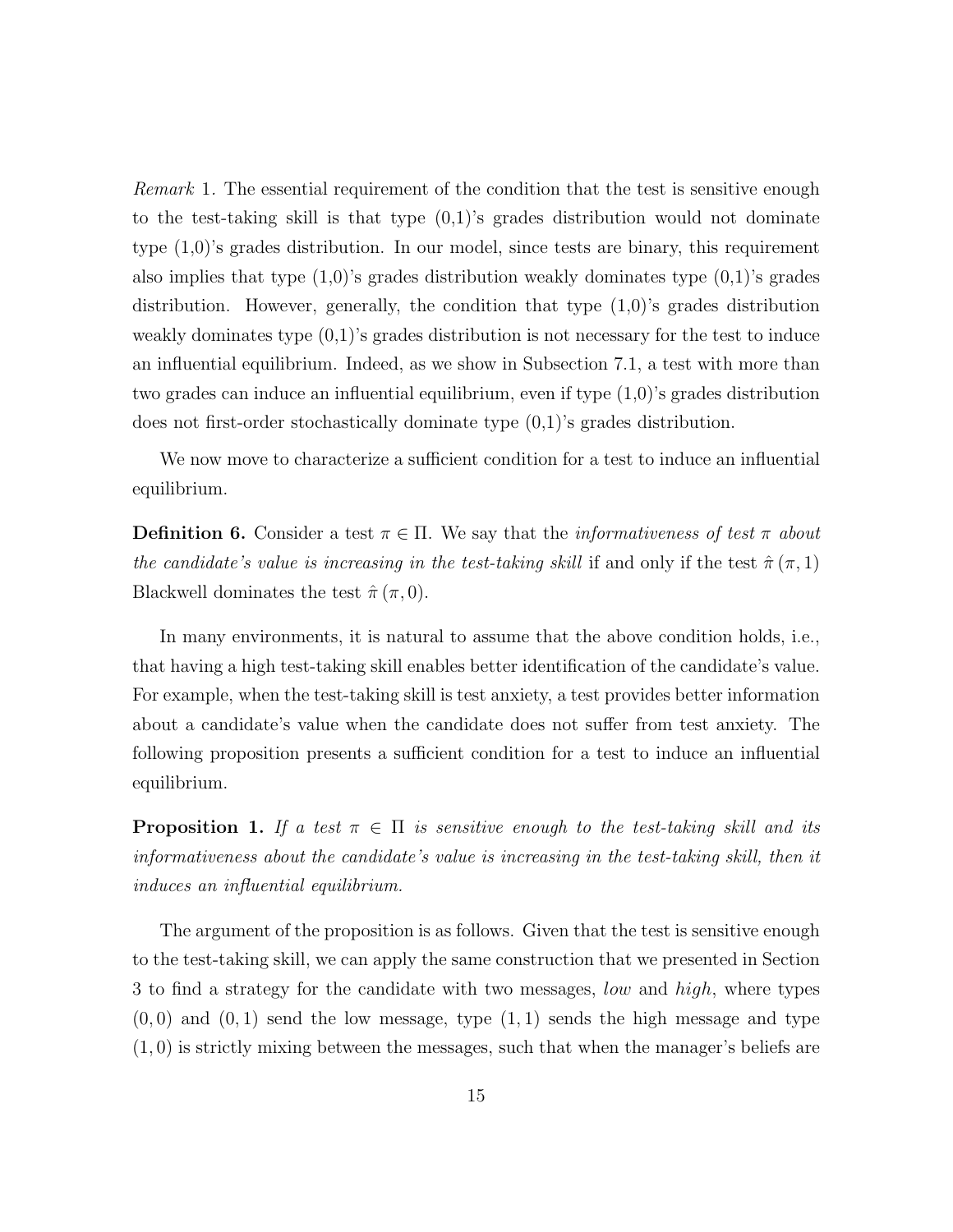*Remark* 1. The essential requirement of the condition that the test is sensitive enough to the test-taking skill is that type (0,1)'s grades distribution would not dominate type (1,0)'s grades distribution. In our model, since tests are binary, this requirement also implies that type (1,0)'s grades distribution weakly dominates type (0,1)'s grades distribution. However, generally, the condition that type (1,0)'s grades distribution weakly dominates type (0,1)'s grades distribution is not necessary for the test to induce an influential equilibrium. Indeed, as we show in Subsection 7.1, a test with more than two grades can induce an influential equilibrium, even if type (1,0)'s grades distribution does not first-order stochastically dominate type (0,1)'s grades distribution.

We now move to characterize a sufficient condition for a test to induce an influential equilibrium.

**Definition 6.** Consider a test $\pi \in \Pi$. We say that the *informativeness of test* $\pi$ *about the candidate's value is increasing in the test-taking skill* if and only if the test $\hat{\pi}(\pi, 1)$ Blackwell dominates the test $\hat{\pi}(\pi, 0)$.

In many environments, it is natural to assume that the above condition holds, i.e., that having a high test-taking skill enables better identification of the candidate's value. For example, when the test-taking skill is test anxiety, a test provides better information about a candidate's value when the candidate does not suffer from test anxiety. The following proposition presents a sufficient condition for a test to induce an influential equilibrium.

**Proposition 1.** *If a test* $\pi \in \Pi$ *is sensitive enough to the test-taking skill and its informativeness about the candidate's value is increasing in the test-taking skill, then it induces an influential equilibrium.*

The argument of the proposition is as follows. Given that the test is sensitive enough to the test-taking skill, we can apply the same construction that we presented in Section 3 to find a strategy for the candidate with two messages, *low* and *high*, where types $(0, 0)$ and $(0, 1)$ send the low message, type $(1, 1)$ sends the high message and type $(1, 0)$ is strictly mixing between the messages, such that when the manager's beliefs are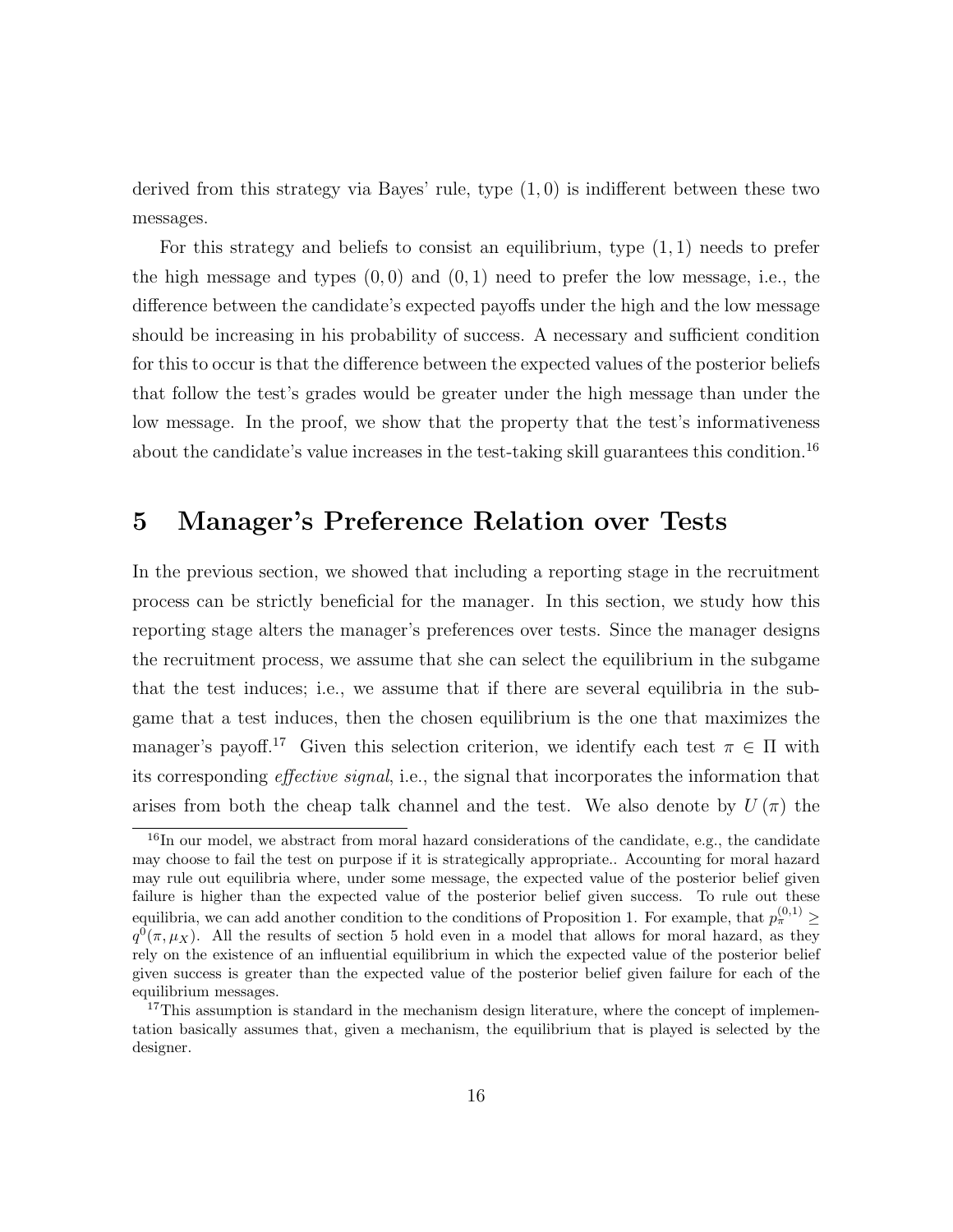derived from this strategy via Bayes' rule, type $(1, 0)$ is indifferent between these two messages.

For this strategy and beliefs to consist an equilibrium, type $(1, 1)$ needs to prefer the high message and types $(0, 0)$ and $(0, 1)$ need to prefer the low message, i.e., the difference between the candidate's expected payoffs under the high and the low message should be increasing in his probability of success. A necessary and sufficient condition for this to occur is that the difference between the expected values of the posterior beliefs that follow the test's grades would be greater under the high message than under the low message. In the proof, we show that the property that the test's informativeness about the candidate's value increases in the test-taking skill guarantees this condition.[16]

# 5 Manager's Preference Relation over Tests

In the previous section, we showed that including a reporting stage in the recruitment process can be strictly beneficial for the manager. In this section, we study how this reporting stage alters the manager's preferences over tests. Since the manager designs the recruitment process, we assume that she can select the equilibrium in the subgame that the test induces; i.e., we assume that if there are several equilibria in the subgame that a test induces, then the chosen equilibrium is the one that maximizes the manager's payoff.[17] Given this selection criterion, we identify each test $\pi \in \Pi$ with its corresponding *effective signal*, i.e., the signal that incorporates the information that arises from both the cheap talk channel and the test. We also denote by $U(\pi)$ the

---

[16] In our model, we abstract from moral hazard considerations of the candidate, e.g., the candidate may choose to fail the test on purpose if it is strategically appropriate.. Accounting for moral hazard may rule out equilibria where, under some message, the expected value of the posterior belief given failure is higher than the expected value of the posterior belief given success. To rule out these equilibria, we can add another condition to the conditions of Proposition 1. For example, that $p_{\pi}^{(0,1)} \geq q^{0}(\pi, \mu_X)$. All the results of section 5 hold even in a model that allows for moral hazard, as they rely on the existence of an influential equilibrium in which the expected value of the posterior belief given success is greater than the expected value of the posterior belief given failure for each of the equilibrium messages.

[17] This assumption is standard in the mechanism design literature, where the concept of implementation basically assumes that, given a mechanism, the equilibrium that is played is selected by the designer.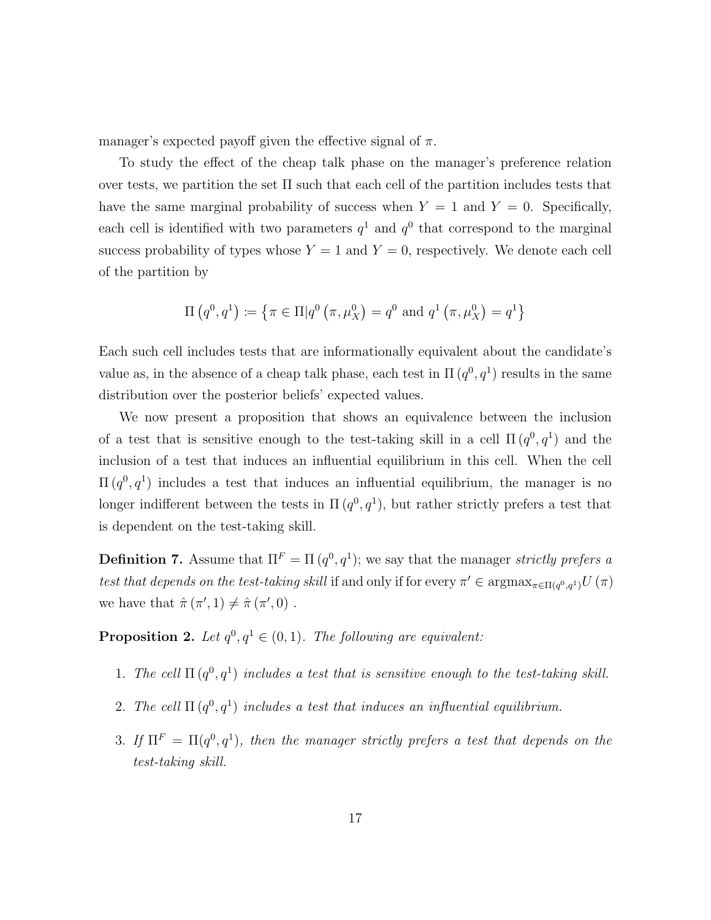manager's expected payoff given the effective signal of $\pi$.

To study the effect of the cheap talk phase on the manager's preference relation over tests, we partition the set $\Pi$ such that each cell of the partition includes tests that have the same marginal probability of success when $Y = 1$ and $Y = 0$. Specifically, each cell is identified with two parameters $q^1$ and $q^0$ that correspond to the marginal success probability of types whose $Y = 1$ and $Y = 0$, respectively. We denote each cell of the partition by

$$\Pi\left(q^0, q^1\right) := \left\{\pi \in \Pi | q^0\left(\pi, \mu_X^0\right) = q^0 \text{ and } q^1\left(\pi, \mu_X^0\right) = q^1\right\}$$

Each such cell includes tests that are informationally equivalent about the candidate's value as, in the absence of a cheap talk phase, each test in $\Pi\left(q^0, q^1\right)$ results in the same distribution over the posterior beliefs' expected values.

We now present a proposition that shows an equivalence between the inclusion of a test that is sensitive enough to the test-taking skill in a cell $\Pi\left(q^0, q^1\right)$ and the inclusion of a test that induces an influential equilibrium in this cell. When the cell $\Pi\left(q^0, q^1\right)$ includes a test that induces an influential equilibrium, the manager is no longer indifferent between the tests in $\Pi\left(q^0, q^1\right)$, but rather strictly prefers a test that is dependent on the test-taking skill.

**Definition 7.** Assume that $\Pi^F = \Pi\left(q^0, q^1\right)$; we say that the manager *strictly prefers a test that depends on the test-taking skill* if and only if for every $\pi' \in \operatorname{argmax}_{\pi \in \Pi(q^0, q^1)} U\left(\pi\right)$ we have that $\hat{\pi}\left(\pi', 1\right) \neq \hat{\pi}\left(\pi', 0\right)$ .

**Proposition 2.** *Let $q^0, q^1 \in (0, 1)$. The following are equivalent:*

1. *The cell $\Pi\left(q^0, q^1\right)$ includes a test that is sensitive enough to the test-taking skill.*
2. *The cell $\Pi\left(q^0, q^1\right)$ includes a test that induces an influential equilibrium.*
3. *If $\Pi^F = \Pi(q^0, q^1)$, then the manager strictly prefers a test that depends on the test-taking skill.*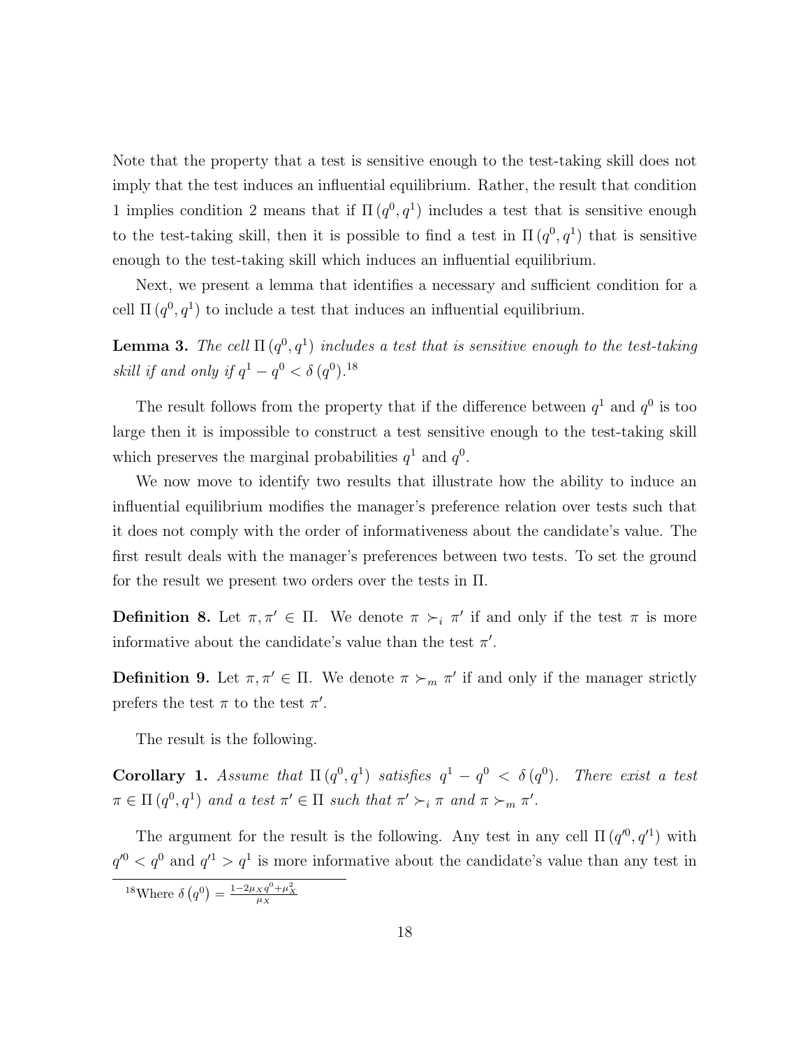Note that the property that a test is sensitive enough to the test-taking skill does not imply that the test induces an influential equilibrium. Rather, the result that condition 1 implies condition 2 means that if $\Pi(q^0, q^1)$ includes a test that is sensitive enough to the test-taking skill, then it is possible to find a test in $\Pi(q^0, q^1)$ that is sensitive enough to the test-taking skill which induces an influential equilibrium.

Next, we present a lemma that identifies a necessary and sufficient condition for a cell $\Pi(q^0, q^1)$ to include a test that induces an influential equilibrium.

**Lemma 3.** *The cell $\Pi(q^0, q^1)$ includes a test that is sensitive enough to the test-taking skill if and only if $q^1 - q^0 < \delta(q^0)$.*[18]

The result follows from the property that if the difference between $q^1$ and $q^0$ is too large then it is impossible to construct a test sensitive enough to the test-taking skill which preserves the marginal probabilities $q^1$ and $q^0$.

We now move to identify two results that illustrate how the ability to induce an influential equilibrium modifies the manager's preference relation over tests such that it does not comply with the order of informativeness about the candidate's value. The first result deals with the manager's preferences between two tests. To set the ground for the result we present two orders over the tests in $\Pi$.

**Definition 8.** Let $\pi, \pi' \in \Pi$. We denote $\pi \succ_i \pi'$ if and only if the test $\pi$ is more informative about the candidate's value than the test $\pi'$.

**Definition 9.** Let $\pi, \pi' \in \Pi$. We denote $\pi \succ_m \pi'$ if and only if the manager strictly prefers the test $\pi$ to the test $\pi'$.

The result is the following.

**Corollary 1.** *Assume that $\Pi(q^0, q^1)$ satisfies $q^1 - q^0 < \delta(q^0)$. There exist a test $\pi \in \Pi(q^0, q^1)$ and a test $\pi' \in \Pi$ such that $\pi' \succ_i \pi$ and $\pi \succ_m \pi'$.*

The argument for the result is the following. Any test in any cell $\Pi(q'^0, q'^1)$ with $q'^0 < q^0$ and $q'^1 > q^1$ is more informative about the candidate's value than any test in

[18] Where $\delta(q^0) = \frac{1 - 2\mu_X q^0 + \mu_X^2}{\mu_X}$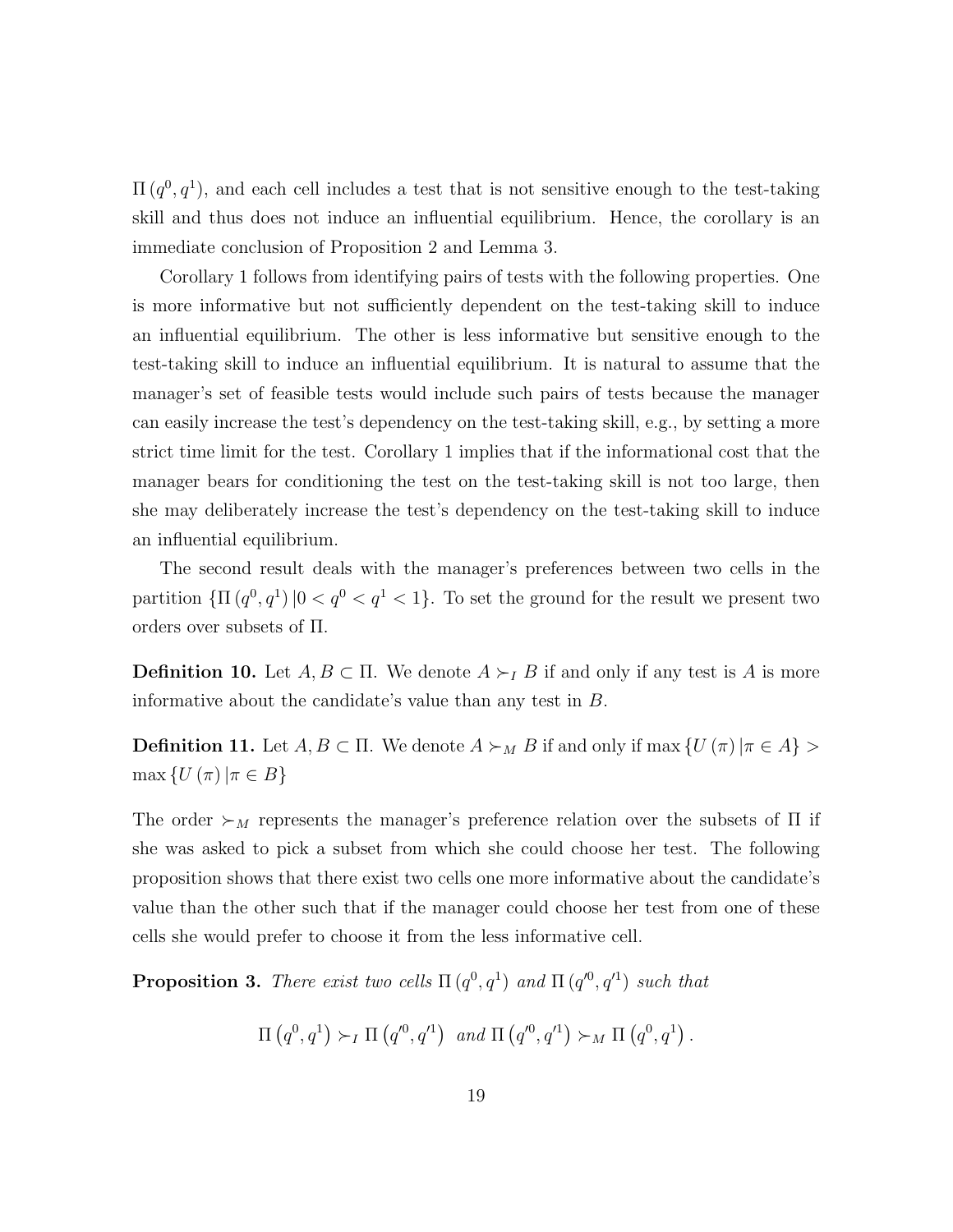$\Pi(q^0, q^1)$, and each cell includes a test that is not sensitive enough to the test-taking skill and thus does not induce an influential equilibrium. Hence, the corollary is an immediate conclusion of Proposition 2 and Lemma 3.

Corollary 1 follows from identifying pairs of tests with the following properties. One is more informative but not sufficiently dependent on the test-taking skill to induce an influential equilibrium. The other is less informative but sensitive enough to the test-taking skill to induce an influential equilibrium. It is natural to assume that the manager's set of feasible tests would include such pairs of tests because the manager can easily increase the test's dependency on the test-taking skill, e.g., by setting a more strict time limit for the test. Corollary 1 implies that if the informational cost that the manager bears for conditioning the test on the test-taking skill is not too large, then she may deliberately increase the test's dependency on the test-taking skill to induce an influential equilibrium.

The second result deals with the manager's preferences between two cells in the partition $\{\Pi(q^0, q^1) \mid 0 < q^0 < q^1 < 1\}$. To set the ground for the result we present two orders over subsets of $\Pi$.

**Definition 10.** Let $A, B \subset \Pi$. We denote $A \succ_I B$ if and only if any test is $A$ is more informative about the candidate's value than any test in $B$.

**Definition 11.** Let $A, B \subset \Pi$. We denote $A \succ_M B$ if and only if $\max\{U(\pi) \mid \pi \in A\} > \max\{U(\pi) \mid \pi \in B\}$

The order $\succ_M$ represents the manager's preference relation over the subsets of $\Pi$ if she was asked to pick a subset from which she could choose her test. The following proposition shows that there exist two cells one more informative about the candidate's value than the other such that if the manager could choose her test from one of these cells she would prefer to choose it from the less informative cell.

**Proposition 3.** *There exist two cells $\Pi(q^0, q^1)$ and $\Pi(q'^0, q'^1)$ such that*

$$\Pi\left(q^0, q^1\right) \succ_I \Pi\left(q'^0, q'^1\right) \text{ and } \Pi\left(q'^0, q'^1\right) \succ_M \Pi\left(q^0, q^1\right).$$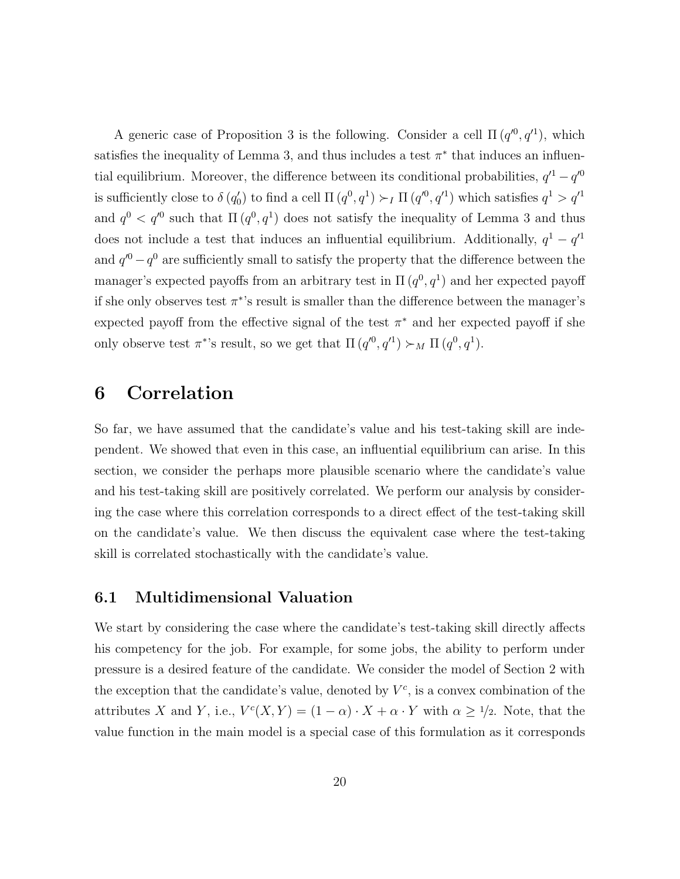A generic case of Proposition 3 is the following. Consider a cell $\Pi(q'^0, q'^1)$, which satisfies the inequality of Lemma 3, and thus includes a test $\pi^*$ that induces an influential equilibrium. Moreover, the difference between its conditional probabilities, $q'^1 - q'^0$ is sufficiently close to $\delta(q'_0)$ to find a cell $\Pi(q^0, q^1) \succ_I \Pi(q'^0, q'^1)$ which satisfies $q^1 > q'^1$ and $q^0 < q'^0$ such that $\Pi(q^0, q^1)$ does not satisfy the inequality of Lemma 3 and thus does not include a test that induces an influential equilibrium. Additionally, $q^1 - q'^1$ and $q'^0 - q^0$ are sufficiently small to satisfy the property that the difference between the manager's expected payoffs from an arbitrary test in $\Pi(q^0, q^1)$ and her expected payoff if she only observes test $\pi^*$'s result is smaller than the difference between the manager's expected payoff from the effective signal of the test $\pi^*$ and her expected payoff if she only observe test $\pi^*$'s result, so we get that $\Pi(q'^0, q'^1) \succ_M \Pi(q^0, q^1)$.

# 6 Correlation

So far, we have assumed that the candidate's value and his test-taking skill are independent. We showed that even in this case, an influential equilibrium can arise. In this section, we consider the perhaps more plausible scenario where the candidate's value and his test-taking skill are positively correlated. We perform our analysis by considering the case where this correlation corresponds to a direct effect of the test-taking skill on the candidate's value. We then discuss the equivalent case where the test-taking skill is correlated stochastically with the candidate's value.

## 6.1 Multidimensional Valuation

We start by considering the case where the candidate's test-taking skill directly affects his competency for the job. For example, for some jobs, the ability to perform under pressure is a desired feature of the candidate. We consider the model of Section 2 with the exception that the candidate's value, denoted by $V^c$, is a convex combination of the attributes $X$ and $Y$, i.e., $V^c(X, Y) = (1 - \alpha) \cdot X + \alpha \cdot Y$ with $\alpha \geq 1/2$. Note, that the value function in the main model is a special case of this formulation as it corresponds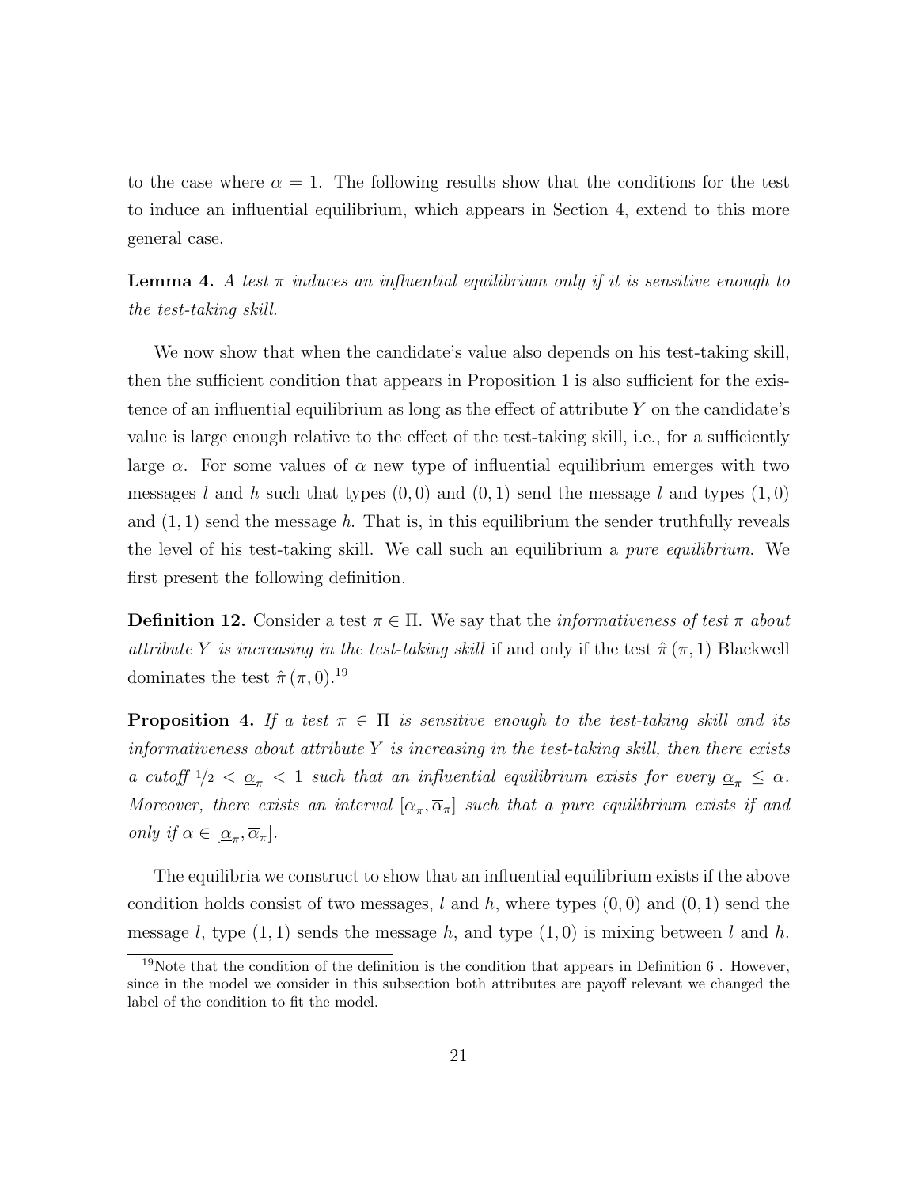to the case where $\alpha = 1$. The following results show that the conditions for the test to induce an influential equilibrium, which appears in Section 4, extend to this more general case.

**Lemma 4.** *A test $\pi$ induces an influential equilibrium only if it is sensitive enough to the test-taking skill.*

We now show that when the candidate's value also depends on his test-taking skill, then the sufficient condition that appears in Proposition 1 is also sufficient for the existence of an influential equilibrium as long as the effect of attribute $Y$ on the candidate's value is large enough relative to the effect of the test-taking skill, i.e., for a sufficiently large $\alpha$. For some values of $\alpha$ new type of influential equilibrium emerges with two messages $l$ and $h$ such that types $(0, 0)$ and $(0, 1)$ send the message $l$ and types $(1, 0)$ and $(1, 1)$ send the message $h$. That is, in this equilibrium the sender truthfully reveals the level of his test-taking skill. We call such an equilibrium a *pure equilibrium*. We first present the following definition.

**Definition 12.** Consider a test $\pi \in \Pi$. We say that the *informativeness of test $\pi$ about attribute $Y$ is increasing in the test-taking skill* if and only if the test $\hat{\pi}(\pi, 1)$ Blackwell dominates the test $\hat{\pi}(\pi, 0)$.[19]

**Proposition 4.** *If a test $\pi \in \Pi$ is sensitive enough to the test-taking skill and its informativeness about attribute $Y$ is increasing in the test-taking skill, then there exists a cutoff $1/2 < \underline{\alpha}_\pi < 1$ such that an influential equilibrium exists for every $\underline{\alpha}_\pi \leq \alpha$. Moreover, there exists an interval $[\underline{\alpha}_\pi, \overline{\alpha}_\pi]$ such that a pure equilibrium exists if and only if $\alpha \in [\underline{\alpha}_\pi, \overline{\alpha}_\pi]$.*

The equilibria we construct to show that an influential equilibrium exists if the above condition holds consist of two messages, $l$ and $h$, where types $(0, 0)$ and $(0, 1)$ send the message $l$, type $(1, 1)$ sends the message $h$, and type $(1, 0)$ is mixing between $l$ and $h$.

[19] Note that the condition of the definition is the condition that appears in Definition 6 . However, since in the model we consider in this subsection both attributes are payoff relevant we changed the label of the condition to fit the model.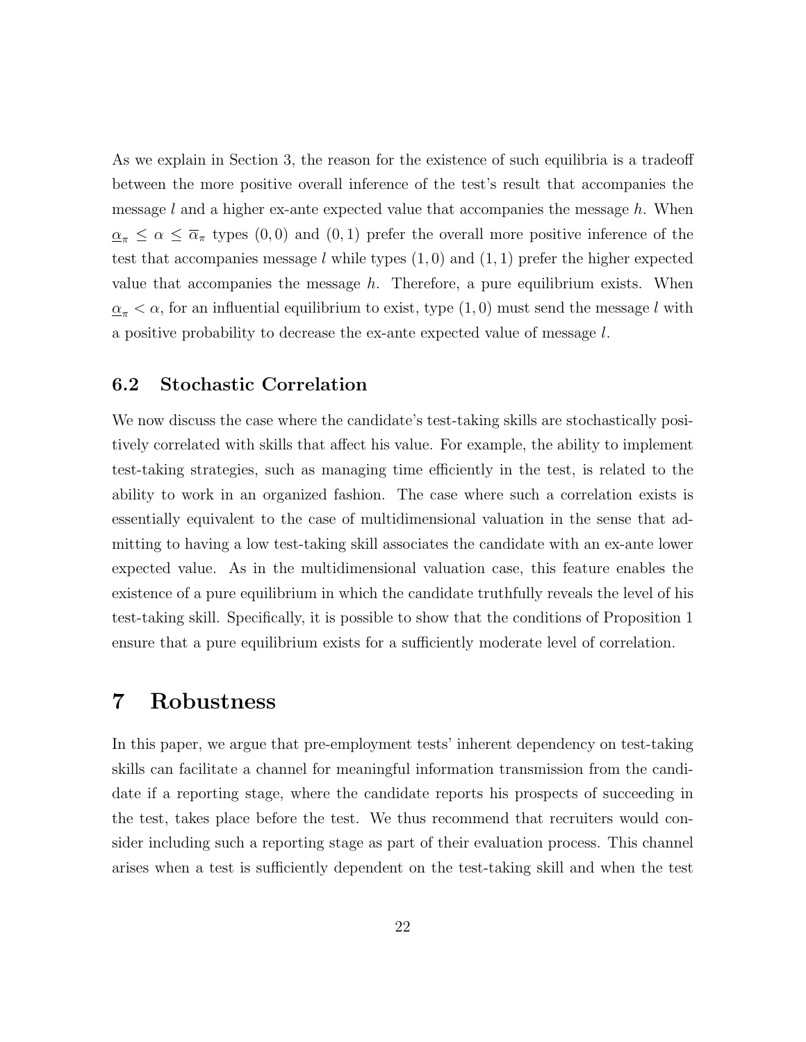As we explain in Section 3, the reason for the existence of such equilibria is a tradeoff between the more positive overall inference of the test's result that accompanies the message $l$ and a higher ex-ante expected value that accompanies the message $h$. When $\underline{\alpha}_\pi \leq \alpha \leq \overline{\alpha}_\pi$ types $(0,0)$ and $(0,1)$ prefer the overall more positive inference of the test that accompanies message $l$ while types $(1,0)$ and $(1,1)$ prefer the higher expected value that accompanies the message $h$. Therefore, a pure equilibrium exists. When $\underline{\alpha}_\pi < \alpha$, for an influential equilibrium to exist, type $(1,0)$ must send the message $l$ with a positive probability to decrease the ex-ante expected value of message $l$.

### 6.2 Stochastic Correlation

We now discuss the case where the candidate's test-taking skills are stochastically positively correlated with skills that affect his value. For example, the ability to implement test-taking strategies, such as managing time efficiently in the test, is related to the ability to work in an organized fashion. The case where such a correlation exists is essentially equivalent to the case of multidimensional valuation in the sense that admitting to having a low test-taking skill associates the candidate with an ex-ante lower expected value. As in the multidimensional valuation case, this feature enables the existence of a pure equilibrium in which the candidate truthfully reveals the level of his test-taking skill. Specifically, it is possible to show that the conditions of Proposition 1 ensure that a pure equilibrium exists for a sufficiently moderate level of correlation.

## 7 Robustness

In this paper, we argue that pre-employment tests' inherent dependency on test-taking skills can facilitate a channel for meaningful information transmission from the candidate if a reporting stage, where the candidate reports his prospects of succeeding in the test, takes place before the test. We thus recommend that recruiters would consider including such a reporting stage as part of their evaluation process. This channel arises when a test is sufficiently dependent on the test-taking skill and when the test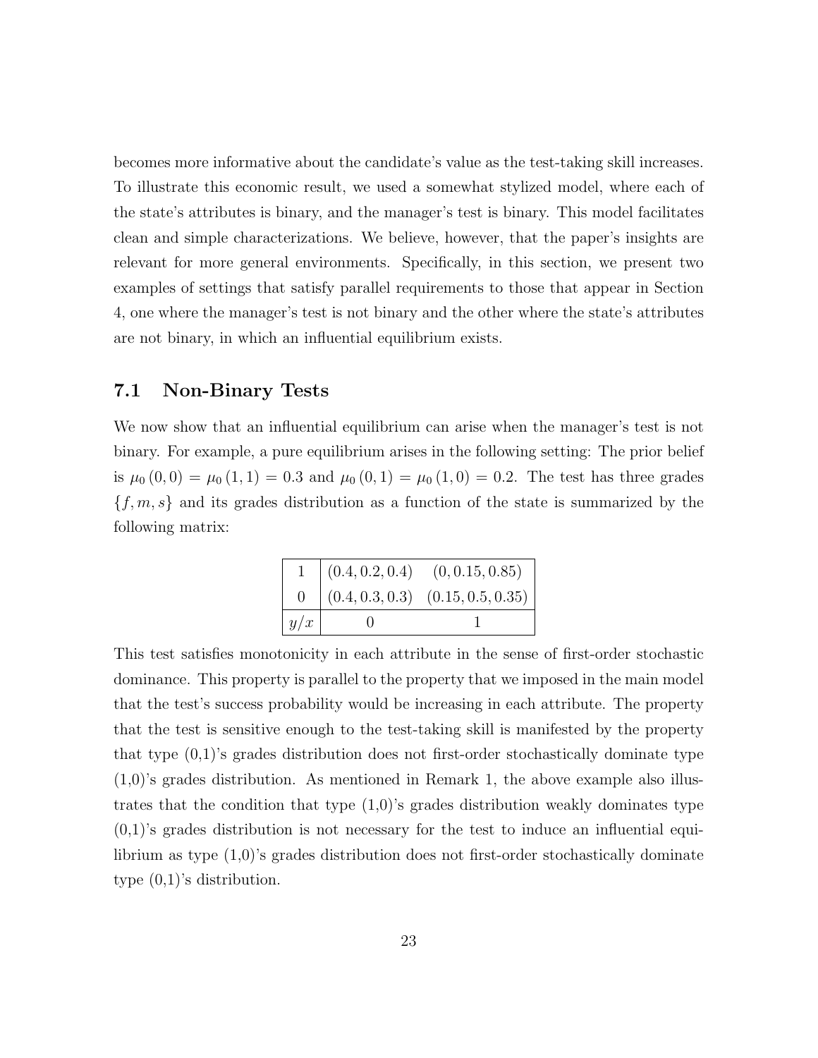becomes more informative about the candidate's value as the test-taking skill increases. To illustrate this economic result, we used a somewhat stylized model, where each of the state's attributes is binary, and the manager's test is binary. This model facilitates clean and simple characterizations. We believe, however, that the paper's insights are relevant for more general environments. Specifically, in this section, we present two examples of settings that satisfy parallel requirements to those that appear in Section 4, one where the manager's test is not binary and the other where the state's attributes are not binary, in which an influential equilibrium exists.

## 7.1 Non-Binary Tests

We now show that an influential equilibrium can arise when the manager's test is not binary. For example, a pure equilibrium arises in the following setting: The prior belief is $\mu_0(0,0) = \mu_0(1,1) = 0.3$ and $\mu_0(0,1) = \mu_0(1,0) = 0.2$. The test has three grades $\{f, m, s\}$ and its grades distribution as a function of the state is summarized by the following matrix:

| $y/x$ | 0 | 1 |
|---|---|---|
| 1 | $(0.4, 0.2, 0.4)$ | $(0, 0.15, 0.85)$ |
| 0 | $(0.4, 0.3, 0.3)$ | $(0.15, 0.5, 0.35)$ |

This test satisfies monotonicity in each attribute in the sense of first-order stochastic dominance. This property is parallel to the property that we imposed in the main model that the test's success probability would be increasing in each attribute. The property that the test is sensitive enough to the test-taking skill is manifested by the property that type (0,1)'s grades distribution does not first-order stochastically dominate type (1,0)'s grades distribution. As mentioned in Remark 1, the above example also illustrates that the condition that type (1,0)'s grades distribution weakly dominates type (0,1)'s grades distribution is not necessary for the test to induce an influential equilibrium as type (1,0)'s grades distribution does not first-order stochastically dominate type (0,1)'s distribution.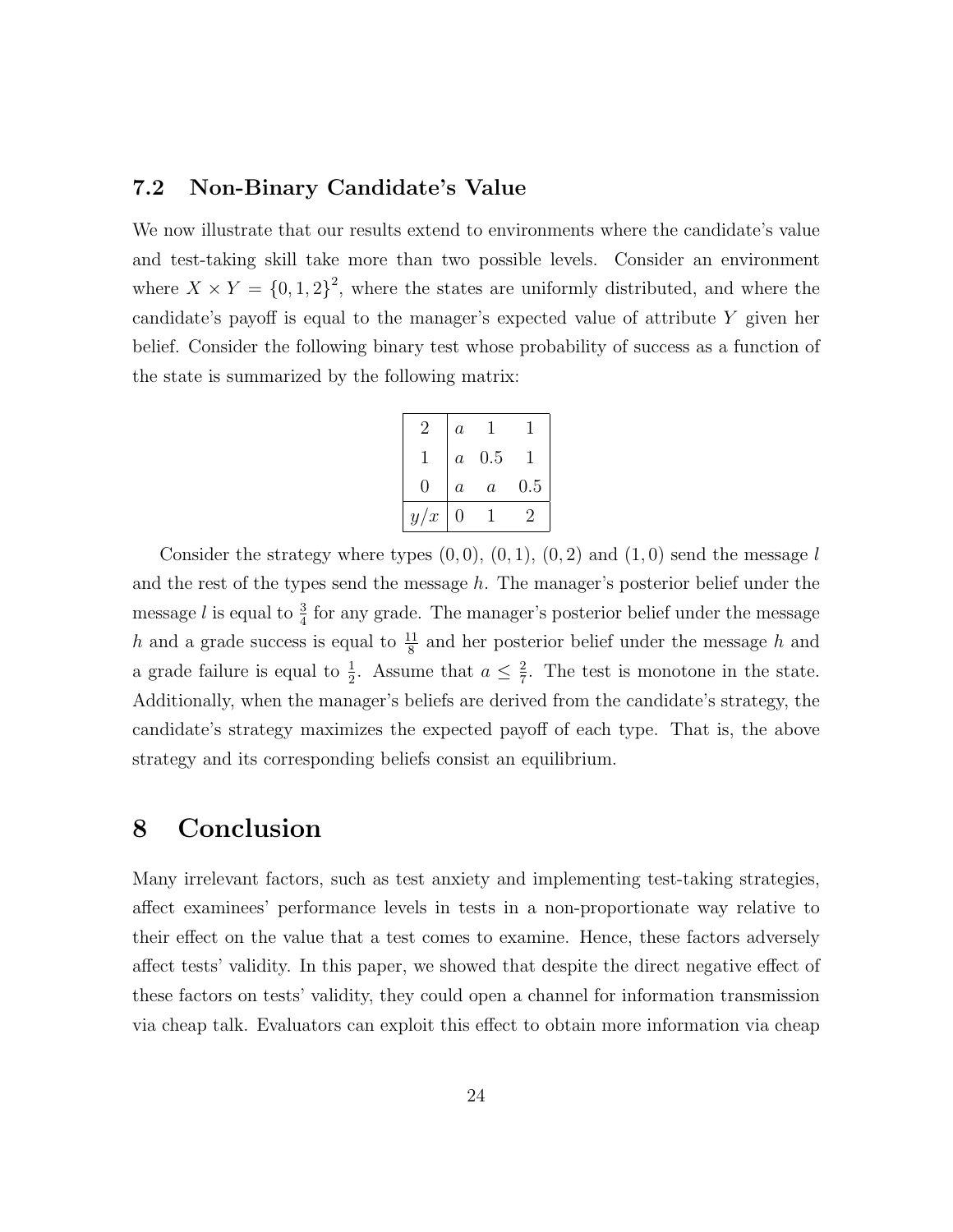### 7.2 Non-Binary Candidate's Value

We now illustrate that our results extend to environments where the candidate's value and test-taking skill take more than two possible levels. Consider an environment where $X \times Y = \{0, 1, 2\}^2$, where the states are uniformly distributed, and where the candidate's payoff is equal to the manager's expected value of attribute $Y$ given her belief. Consider the following binary test whose probability of success as a function of the state is summarized by the following matrix:

| $y/x$ | 0 | 1 | 2 |
|---|---|---|---|
| 2 | $a$ | 1 | 1 |
| 1 | $a$ | 0.5 | 1 |
| 0 | $a$ | $a$ | 0.5 |

Consider the strategy where types $(0, 0)$, $(0, 1)$, $(0, 2)$ and $(1, 0)$ send the message $l$ and the rest of the types send the message $h$. The manager's posterior belief under the message $l$ is equal to $\frac{3}{4}$ for any grade. The manager's posterior belief under the message $h$ and a grade success is equal to $\frac{11}{8}$ and her posterior belief under the message $h$ and a grade failure is equal to $\frac{1}{2}$. Assume that $a \leq \frac{2}{7}$. The test is monotone in the state. Additionally, when the manager's beliefs are derived from the candidate's strategy, the candidate's strategy maximizes the expected payoff of each type. That is, the above strategy and its corresponding beliefs consist an equilibrium.

# 8 Conclusion

Many irrelevant factors, such as test anxiety and implementing test-taking strategies, affect examinees' performance levels in tests in a non-proportionate way relative to their effect on the value that a test comes to examine. Hence, these factors adversely affect tests' validity. In this paper, we showed that despite the direct negative effect of these factors on tests' validity, they could open a channel for information transmission via cheap talk. Evaluators can exploit this effect to obtain more information via cheap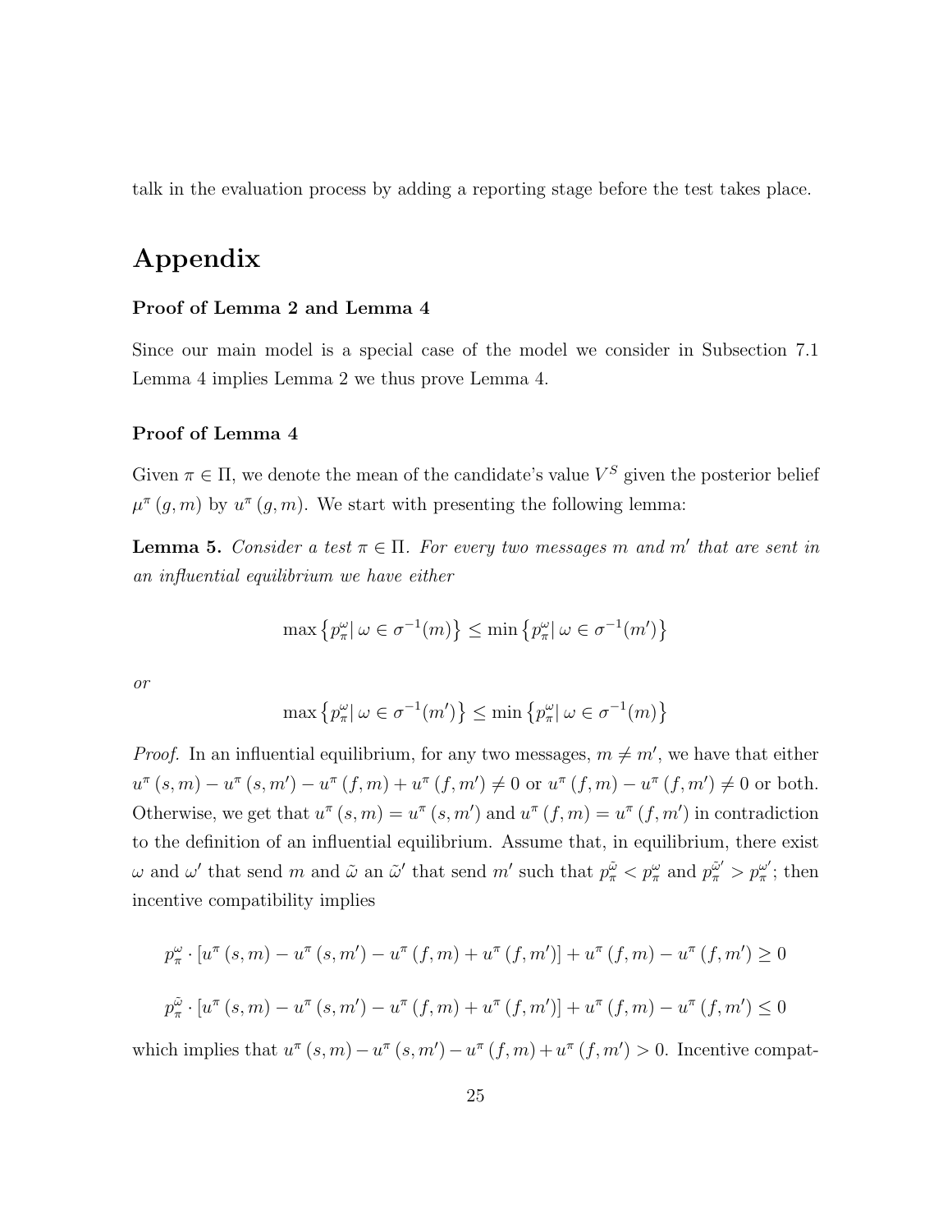talk in the evaluation process by adding a reporting stage before the test takes place.

# Appendix

### Proof of Lemma 2 and Lemma 4

Since our main model is a special case of the model we consider in Subsection 7.1 Lemma 4 implies Lemma 2 we thus prove Lemma 4.

### Proof of Lemma 4

Given $\pi \in \Pi$, we denote the mean of the candidate's value $V^S$ given the posterior belief $\mu^\pi(g, m)$ by $u^\pi(g, m)$. We start with presenting the following lemma:

**Lemma 5.** *Consider a test $\pi \in \Pi$. For every two messages $m$ and $m'$ that are sent in an influential equilibrium we have either*

$$\max\left\{p_\pi^\omega \middle|\, \omega \in \sigma^{-1}(m)\right\} \leq \min\left\{p_\pi^\omega \middle|\, \omega \in \sigma^{-1}(m')\right\}$$

*or*

$$\max\left\{p_\pi^\omega \middle|\, \omega \in \sigma^{-1}(m')\right\} \leq \min\left\{p_\pi^\omega \middle|\, \omega \in \sigma^{-1}(m)\right\}$$

*Proof.* In an influential equilibrium, for any two messages, $m \neq m'$, we have that either $u^\pi(s, m) - u^\pi(s, m') - u^\pi(f, m) + u^\pi(f, m') \neq 0$ or $u^\pi(f, m) - u^\pi(f, m') \neq 0$ or both. Otherwise, we get that $u^\pi(s, m) = u^\pi(s, m')$ and $u^\pi(f, m) = u^\pi(f, m')$ in contradiction to the definition of an influential equilibrium. Assume that, in equilibrium, there exist $\omega$ and $\omega'$ that send $m$ and $\tilde{\omega}$ an $\tilde{\omega}'$ that send $m'$ such that $p_\pi^{\tilde{\omega}} < p_\pi^\omega$ and $p_\pi^{\tilde{\omega}'} > p_\pi^{\omega'}$; then incentive compatibility implies

$$p_\pi^\omega \cdot [u^\pi(s, m) - u^\pi(s, m') - u^\pi(f, m) + u^\pi(f, m')] + u^\pi(f, m) - u^\pi(f, m') \geq 0$$

$$p_\pi^{\tilde{\omega}} \cdot [u^\pi(s, m) - u^\pi(s, m') - u^\pi(f, m) + u^\pi(f, m')] + u^\pi(f, m) - u^\pi(f, m') \leq 0$$

which implies that $u^\pi(s, m) - u^\pi(s, m') - u^\pi(f, m) + u^\pi(f, m') > 0$. Incentive compat-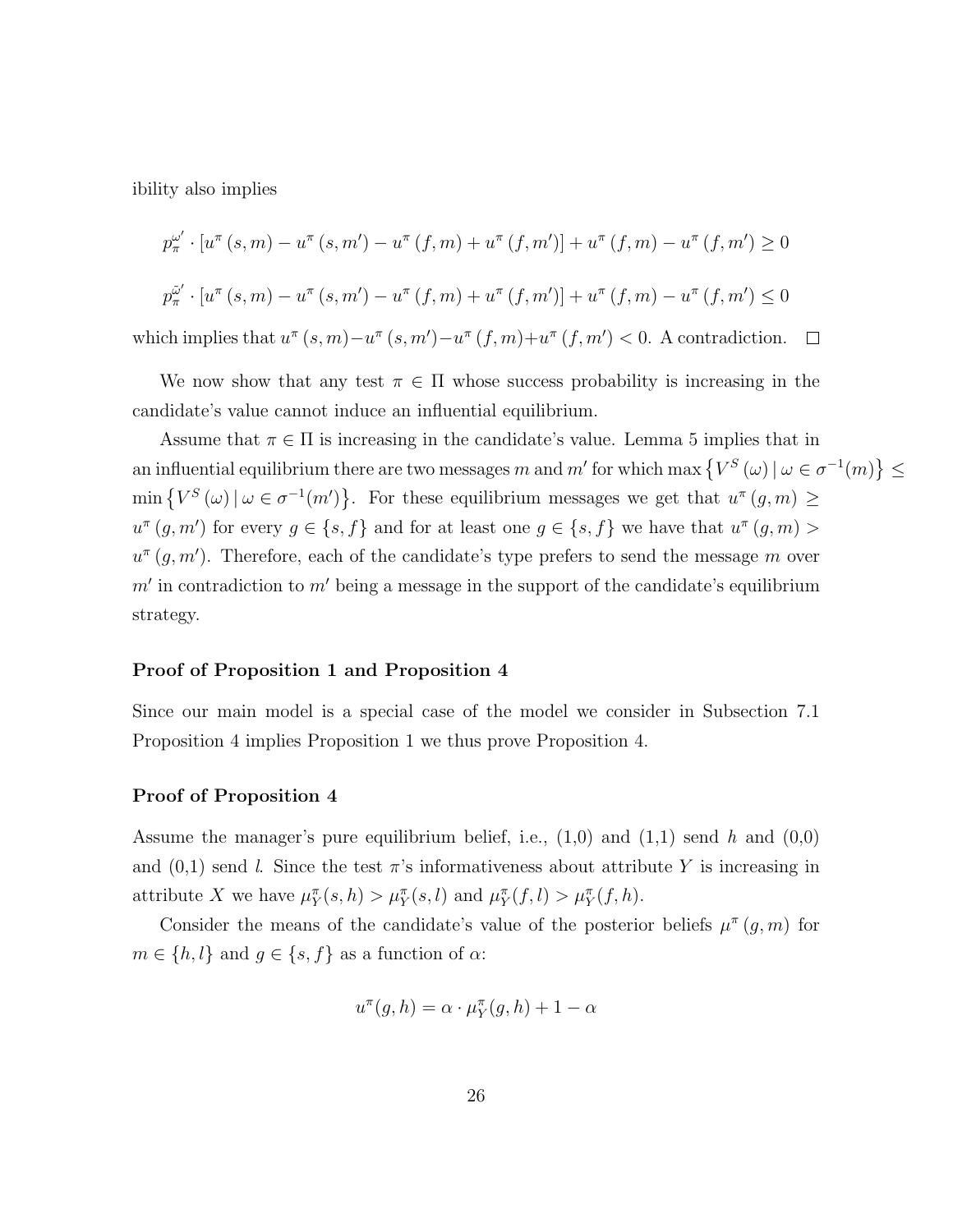ibility also implies

$$p_{\pi}^{\omega'} \cdot \left[u^{\pi}\left(s,m\right) - u^{\pi}\left(s,m'\right) - u^{\pi}\left(f,m\right) + u^{\pi}\left(f,m'\right)\right] + u^{\pi}\left(f,m\right) - u^{\pi}\left(f,m'\right) \geq 0$$

$$p_{\pi}^{\tilde{\omega}'} \cdot \left[u^{\pi}\left(s,m\right) - u^{\pi}\left(s,m'\right) - u^{\pi}\left(f,m\right) + u^{\pi}\left(f,m'\right)\right] + u^{\pi}\left(f,m\right) - u^{\pi}\left(f,m'\right) \leq 0$$

which implies that $u^{\pi}\left(s,m\right) - u^{\pi}\left(s,m'\right) - u^{\pi}\left(f,m\right) + u^{\pi}\left(f,m'\right) < 0$. A contradiction. $\square$

We now show that any test $\pi \in \Pi$ whose success probability is increasing in the candidate's value cannot induce an influential equilibrium.

Assume that $\pi \in \Pi$ is increasing in the candidate's value. Lemma 5 implies that in an influential equilibrium there are two messages $m$ and $m'$ for which $\max\left\{V^S\left(\omega\right) \mid \omega \in \sigma^{-1}(m)\right\} \leq \min\left\{V^S\left(\omega\right) \mid \omega \in \sigma^{-1}(m')\right\}$. For these equilibrium messages we get that $u^{\pi}\left(g,m\right) \geq u^{\pi}\left(g,m'\right)$ for every $g \in \{s,f\}$ and for at least one $g \in \{s,f\}$ we have that $u^{\pi}\left(g,m\right) > u^{\pi}\left(g,m'\right)$. Therefore, each of the candidate's type prefers to send the message $m$ over $m'$ in contradiction to $m'$ being a message in the support of the candidate's equilibrium strategy.

### Proof of Proposition 1 and Proposition 4

Since our main model is a special case of the model we consider in Subsection 7.1 Proposition 4 implies Proposition 1 we thus prove Proposition 4.

### Proof of Proposition 4

Assume the manager's pure equilibrium belief, i.e., (1,0) and (1,1) send $h$ and (0,0) and (0,1) send $l$. Since the test $\pi$'s informativeness about attribute $Y$ is increasing in attribute $X$ we have $\mu_Y^{\pi}(s,h) > \mu_Y^{\pi}(s,l)$ and $\mu_Y^{\pi}(f,l) > \mu_Y^{\pi}(f,h)$.

Consider the means of the candidate's value of the posterior beliefs $\mu^{\pi}\left(g,m\right)$ for $m \in \{h,l\}$ and $g \in \{s,f\}$ as a function of $\alpha$:

$$u^{\pi}(g,h) = \alpha \cdot \mu_Y^{\pi}(g,h) + 1 - \alpha$$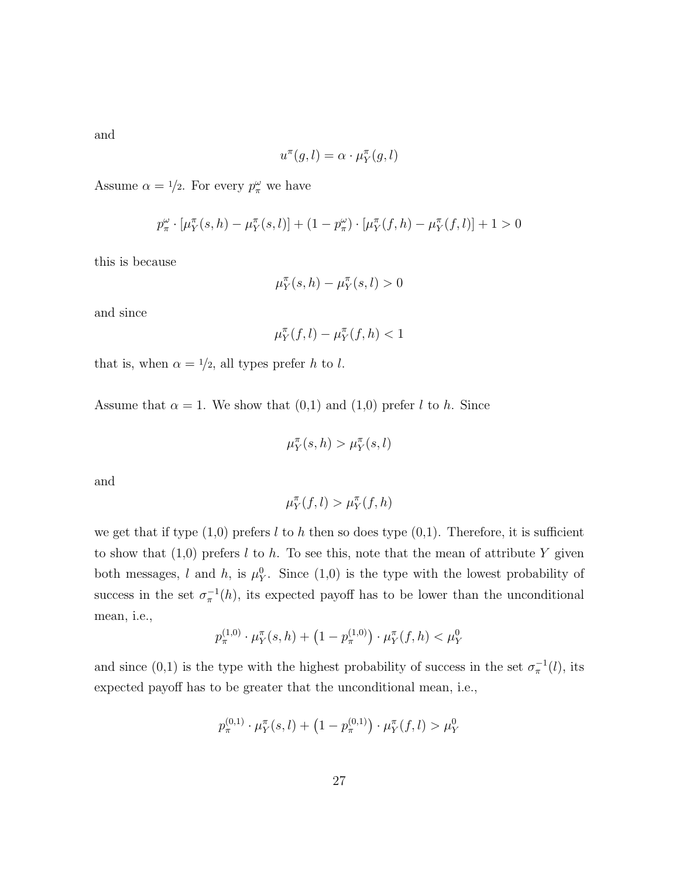and

$$u^{\pi}(g,l) = \alpha \cdot \mu_Y^{\pi}(g,l)$$

Assume $\alpha = 1/2$. For every $p_{\pi}^{\omega}$ we have

$$p_{\pi}^{\omega} \cdot [\mu_Y^{\pi}(s,h) - \mu_Y^{\pi}(s,l)] + (1 - p_{\pi}^{\omega}) \cdot [\mu_Y^{\pi}(f,h) - \mu_Y^{\pi}(f,l)] + 1 > 0$$

this is because

$$\mu_Y^{\pi}(s,h) - \mu_Y^{\pi}(s,l) > 0$$

and since

$$\mu_Y^{\pi}(f,l) - \mu_Y^{\pi}(f,h) < 1$$

that is, when $\alpha = 1/2$, all types prefer $h$ to $l$.

Assume that $\alpha = 1$. We show that (0,1) and (1,0) prefer $l$ to $h$. Since

$$\mu_Y^{\pi}(s,h) > \mu_Y^{\pi}(s,l)$$

and

$$\mu_Y^{\pi}(f,l) > \mu_Y^{\pi}(f,h)$$

we get that if type (1,0) prefers $l$ to $h$ then so does type (0,1). Therefore, it is sufficient to show that (1,0) prefers $l$ to $h$. To see this, note that the mean of attribute $Y$ given both messages, $l$ and $h$, is $\mu_Y^0$. Since (1,0) is the type with the lowest probability of success in the set $\sigma_{\pi}^{-1}(h)$, its expected payoff has to be lower than the unconditional mean, i.e.,

$$p_{\pi}^{(1,0)} \cdot \mu_Y^{\pi}(s,h) + \left(1 - p_{\pi}^{(1,0)}\right) \cdot \mu_Y^{\pi}(f,h) < \mu_Y^0$$

and since (0,1) is the type with the highest probability of success in the set $\sigma_{\pi}^{-1}(l)$, its expected payoff has to be greater that the unconditional mean, i.e.,

$$p_{\pi}^{(0,1)} \cdot \mu_Y^{\pi}(s,l) + \left(1 - p_{\pi}^{(0,1)}\right) \cdot \mu_Y^{\pi}(f,l) > \mu_Y^0$$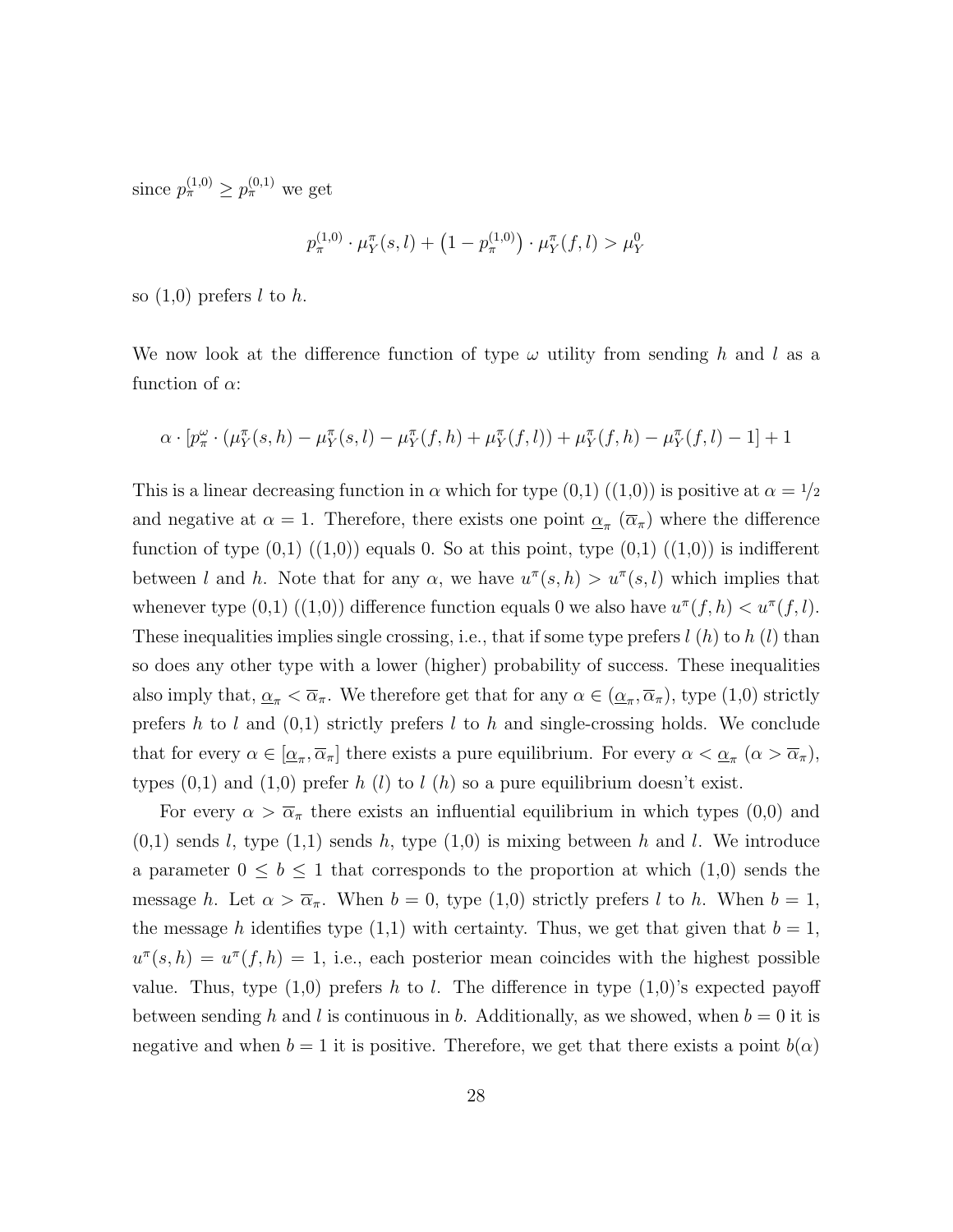since $p_\pi^{(1,0)} \geq p_\pi^{(0,1)}$ we get

$$p_\pi^{(1,0)} \cdot \mu_Y^\pi(s,l) + \left(1 - p_\pi^{(1,0)}\right) \cdot \mu_Y^\pi(f,l) > \mu_Y^0$$

so (1,0) prefers $l$ to $h$.

We now look at the difference function of type $\omega$ utility from sending $h$ and $l$ as a function of $\alpha$:

$$\alpha \cdot \left[p_\pi^\omega \cdot \left(\mu_Y^\pi(s,h) - \mu_Y^\pi(s,l) - \mu_Y^\pi(f,h) + \mu_Y^\pi(f,l)\right) + \mu_Y^\pi(f,h) - \mu_Y^\pi(f,l) - 1\right] + 1$$

This is a linear decreasing function in $\alpha$ which for type (0,1) ((1,0)) is positive at $\alpha = 1/2$ and negative at $\alpha = 1$. Therefore, there exists one point $\underline{\alpha}_\pi$ ($\overline{\alpha}_\pi$) where the difference function of type (0,1) ((1,0)) equals 0. So at this point, type (0,1) ((1,0)) is indifferent between $l$ and $h$. Note that for any $\alpha$, we have $u^\pi(s,h) > u^\pi(s,l)$ which implies that whenever type (0,1) ((1,0)) difference function equals 0 we also have $u^\pi(f,h) < u^\pi(f,l)$. These inequalities implies single crossing, i.e., that if some type prefers $l$ ($h$) to $h$ ($l$) than so does any other type with a lower (higher) probability of success. These inequalities also imply that, $\underline{\alpha}_\pi < \overline{\alpha}_\pi$. We therefore get that for any $\alpha \in (\underline{\alpha}_\pi, \overline{\alpha}_\pi)$, type (1,0) strictly prefers $h$ to $l$ and (0,1) strictly prefers $l$ to $h$ and single-crossing holds. We conclude that for every $\alpha \in [\underline{\alpha}_\pi, \overline{\alpha}_\pi]$ there exists a pure equilibrium. For every $\alpha < \underline{\alpha}_\pi$ ($\alpha > \overline{\alpha}_\pi$), types (0,1) and (1,0) prefer $h$ ($l$) to $l$ ($h$) so a pure equilibrium doesn't exist.

For every $\alpha > \overline{\alpha}_\pi$ there exists an influential equilibrium in which types (0,0) and (0,1) sends $l$, type (1,1) sends $h$, type (1,0) is mixing between $h$ and $l$. We introduce a parameter $0 \leq b \leq 1$ that corresponds to the proportion at which (1,0) sends the message $h$. Let $\alpha > \overline{\alpha}_\pi$. When $b = 0$, type (1,0) strictly prefers $l$ to $h$. When $b = 1$, the message $h$ identifies type (1,1) with certainty. Thus, we get that given that $b = 1$, $u^\pi(s,h) = u^\pi(f,h) = 1$, i.e., each posterior mean coincides with the highest possible value. Thus, type (1,0) prefers $h$ to $l$. The difference in type (1,0)'s expected payoff between sending $h$ and $l$ is continuous in $b$. Additionally, as we showed, when $b = 0$ it is negative and when $b = 1$ it is positive. Therefore, we get that there exists a point $b(\alpha)$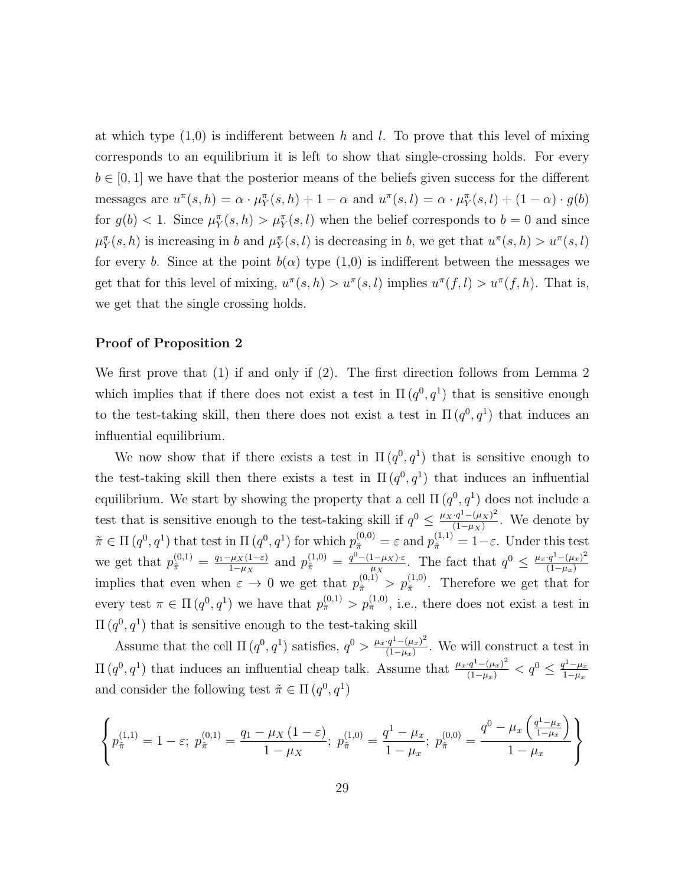at which type (1,0) is indifferent between $h$ and $l$. To prove that this level of mixing corresponds to an equilibrium it is left to show that single-crossing holds. For every $b \in [0,1]$ we have that the posterior means of the beliefs given success for the different messages are $u^{\pi}(s,h) = \alpha \cdot \mu_Y^{\pi}(s,h) + 1 - \alpha$ and $u^{\pi}(s,l) = \alpha \cdot \mu_Y^{\pi}(s,l) + (1-\alpha) \cdot g(b)$ for $g(b) < 1$. Since $\mu_Y^{\pi}(s,h) > \mu_Y^{\pi}(s,l)$ when the belief corresponds to $b = 0$ and since $\mu_Y^{\pi}(s,h)$ is increasing in $b$ and $\mu_Y^{\pi}(s,l)$ is decreasing in $b$, we get that $u^{\pi}(s,h) > u^{\pi}(s,l)$ for every $b$. Since at the point $b(\alpha)$ type (1,0) is indifferent between the messages we get that for this level of mixing, $u^{\pi}(s,h) > u^{\pi}(s,l)$ implies $u^{\pi}(f,l) > u^{\pi}(f,h)$. That is, we get that the single crossing holds.

**Proof of Proposition 2**

We first prove that (1) if and only if (2). The first direction follows from Lemma 2 which implies that if there does not exist a test in $\Pi(q^0, q^1)$ that is sensitive enough to the test-taking skill, then there does not exist a test in $\Pi(q^0, q^1)$ that induces an influential equilibrium.

We now show that if there exists a test in $\Pi(q^0, q^1)$ that is sensitive enough to the test-taking skill then there exists a test in $\Pi(q^0, q^1)$ that induces an influential equilibrium. We start by showing the property that a cell $\Pi(q^0, q^1)$ does not include a test that is sensitive enough to the test-taking skill if $q^0 \leq \frac{\mu_X \cdot q^1 - (\mu_X)^2}{(1-\mu_X)}$. We denote by $\tilde{\pi} \in \Pi(q^0, q^1)$ that test in $\Pi(q^0, q^1)$ for which $p_{\tilde{\pi}}^{(0,0)} = \varepsilon$ and $p_{\tilde{\pi}}^{(1,1)} = 1 - \varepsilon$. Under this test we get that $p_{\tilde{\pi}}^{(0,1)} = \frac{q_1 - \mu_X(1-\varepsilon)}{1-\mu_X}$ and $p_{\tilde{\pi}}^{(1,0)} = \frac{q^0 - (1-\mu_X)\cdot\varepsilon}{\mu_X}$. The fact that $q^0 \leq \frac{\mu_x \cdot q^1 - (\mu_x)^2}{(1-\mu_x)}$ implies that even when $\varepsilon \to 0$ we get that $p_{\tilde{\pi}}^{(0,1)} > p_{\tilde{\pi}}^{(1,0)}$. Therefore we get that for every test $\pi \in \Pi(q^0, q^1)$ we have that $p_{\pi}^{(0,1)} > p_{\pi}^{(1,0)}$, i.e., there does not exist a test in $\Pi(q^0, q^1)$ that is sensitive enough to the test-taking skill

Assume that the cell $\Pi(q^0, q^1)$ satisfies, $q^0 > \frac{\mu_x \cdot q^1 - (\mu_x)^2}{(1-\mu_x)}$. We will construct a test in $\Pi(q^0, q^1)$ that induces an influential cheap talk. Assume that $\frac{\mu_x \cdot q^1 - (\mu_x)^2}{(1-\mu_x)} < q^0 \leq \frac{q^1 - \mu_x}{1-\mu_x}$ and consider the following test $\tilde{\pi} \in \Pi(q^0, q^1)$

$$\left\{ p_{\tilde{\pi}}^{(1,1)} = 1 - \varepsilon;\ p_{\tilde{\pi}}^{(0,1)} = \frac{q_1 - \mu_X(1-\varepsilon)}{1-\mu_X};\ p_{\tilde{\pi}}^{(1,0)} = \frac{q^1 - \mu_x}{1-\mu_x};\ p_{\tilde{\pi}}^{(0,0)} = \frac{q^0 - \mu_x\left(\frac{q^1-\mu_x}{1-\mu_x}\right)}{1-\mu_x} \right\}$$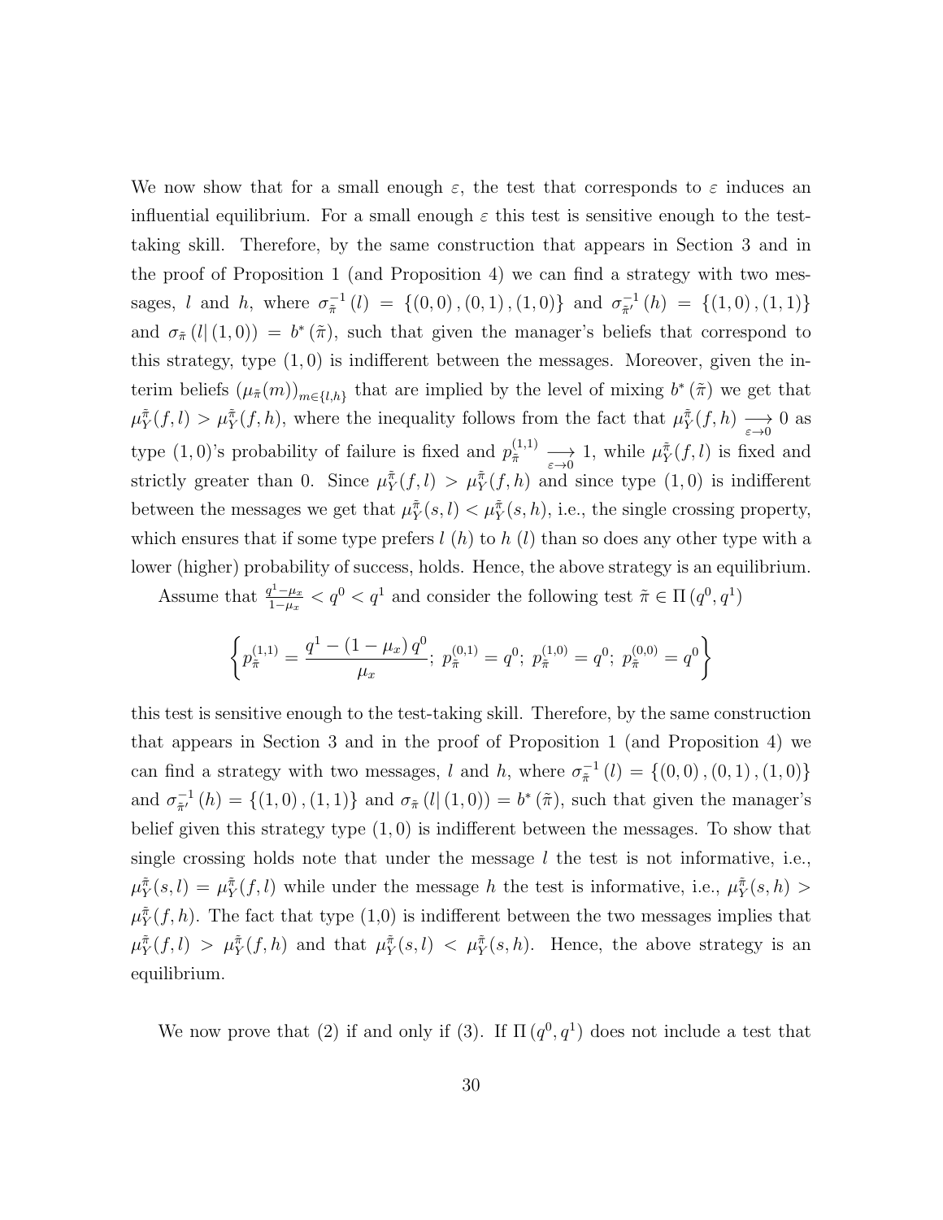We now show that for a small enough $\varepsilon$, the test that corresponds to $\varepsilon$ induces an influential equilibrium. For a small enough $\varepsilon$ this test is sensitive enough to the test-taking skill. Therefore, by the same construction that appears in Section 3 and in the proof of Proposition 1 (and Proposition 4) we can find a strategy with two messages, $l$ and $h$, where $\sigma_{\tilde{\pi}}^{-1}(l) = \{(0,0),(0,1),(1,0)\}$ and $\sigma_{\tilde{\pi}'}^{-1}(h) = \{(1,0),(1,1)\}$ and $\sigma_{\tilde{\pi}}(l|(1,0)) = b^*(\tilde{\pi})$, such that given the manager's beliefs that correspond to this strategy, type $(1,0)$ is indifferent between the messages. Moreover, given the interim beliefs $(\mu_{\tilde{\pi}}(m))_{m\in\{l,h\}}$ that are implied by the level of mixing $b^*(\tilde{\pi})$ we get that $\mu_Y^{\tilde{\pi}}(f,l) > \mu_Y^{\tilde{\pi}}(f,h)$, where the inequality follows from the fact that $\mu_Y^{\tilde{\pi}}(f,h) \underset{\varepsilon\to 0}{\longrightarrow} 0$ as type $(1,0)$'s probability of failure is fixed and $p_{\tilde{\pi}}^{(1,1)} \underset{\varepsilon\to 0}{\longrightarrow} 1$, while $\mu_Y^{\tilde{\pi}}(f,l)$ is fixed and strictly greater than 0. Since $\mu_Y^{\tilde{\pi}}(f,l) > \mu_Y^{\tilde{\pi}}(f,h)$ and since type $(1,0)$ is indifferent between the messages we get that $\mu_Y^{\tilde{\pi}}(s,l) < \mu_Y^{\tilde{\pi}}(s,h)$, i.e., the single crossing property, which ensures that if some type prefers $l$ ($h$) to $h$ ($l$) than so does any other type with a lower (higher) probability of success, holds. Hence, the above strategy is an equilibrium.

Assume that $\frac{q^1-\mu_x}{1-\mu_x} < q^0 < q^1$ and consider the following test $\tilde{\pi} \in \Pi(q^0,q^1)$

$$\left\{p_{\tilde{\pi}}^{(1,1)} = \frac{q^1-(1-\mu_x)\,q^0}{\mu_x};\ p_{\tilde{\pi}}^{(0,1)} = q^0;\ p_{\tilde{\pi}}^{(1,0)} = q^0;\ p_{\tilde{\pi}}^{(0,0)} = q^0\right\}$$

this test is sensitive enough to the test-taking skill. Therefore, by the same construction that appears in Section 3 and in the proof of Proposition 1 (and Proposition 4) we can find a strategy with two messages, $l$ and $h$, where $\sigma_{\tilde{\pi}}^{-1}(l) = \{(0,0),(0,1),(1,0)\}$ and $\sigma_{\tilde{\pi}'}^{-1}(h) = \{(1,0),(1,1)\}$ and $\sigma_{\tilde{\pi}}(l|(1,0)) = b^*(\tilde{\pi})$, such that given the manager's belief given this strategy type $(1,0)$ is indifferent between the messages. To show that single crossing holds note that under the message $l$ the test is not informative, i.e., $\mu_Y^{\tilde{\pi}}(s,l) = \mu_Y^{\tilde{\pi}}(f,l)$ while under the message $h$ the test is informative, i.e., $\mu_Y^{\tilde{\pi}}(s,h) > \mu_Y^{\tilde{\pi}}(f,h)$. The fact that type (1,0) is indifferent between the two messages implies that $\mu_Y^{\tilde{\pi}}(f,l) > \mu_Y^{\tilde{\pi}}(f,h)$ and that $\mu_Y^{\tilde{\pi}}(s,l) < \mu_Y^{\tilde{\pi}}(s,h)$. Hence, the above strategy is an equilibrium.

We now prove that (2) if and only if (3). If $\Pi(q^0,q^1)$ does not include a test that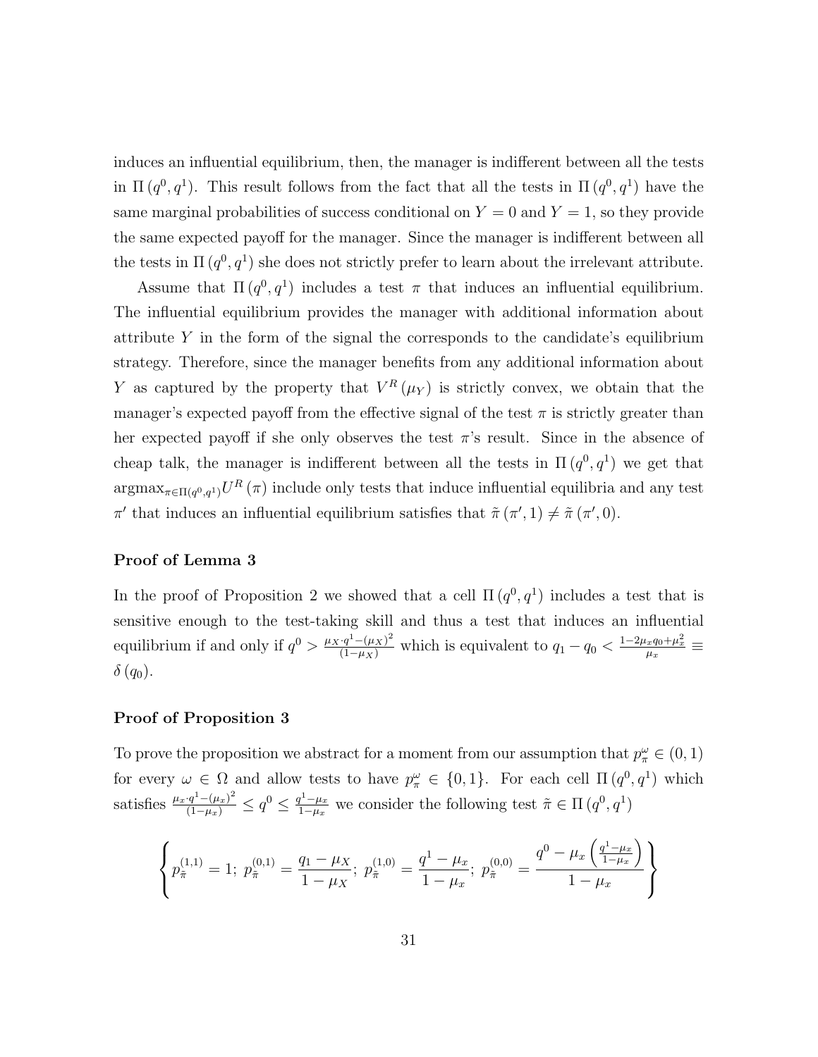induces an influential equilibrium, then, the manager is indifferent between all the tests in $\Pi\left(q^{0},q^{1}\right)$. This result follows from the fact that all the tests in $\Pi\left(q^{0},q^{1}\right)$ have the same marginal probabilities of success conditional on $Y=0$ and $Y=1$, so they provide the same expected payoff for the manager. Since the manager is indifferent between all the tests in $\Pi\left(q^{0},q^{1}\right)$ she does not strictly prefer to learn about the irrelevant attribute.

Assume that $\Pi\left(q^{0},q^{1}\right)$ includes a test $\pi$ that induces an influential equilibrium. The influential equilibrium provides the manager with additional information about attribute $Y$ in the form of the signal the corresponds to the candidate's equilibrium strategy. Therefore, since the manager benefits from any additional information about $Y$ as captured by the property that $V^{R}\left(\mu_{Y}\right)$ is strictly convex, we obtain that the manager's expected payoff from the effective signal of the test $\pi$ is strictly greater than her expected payoff if she only observes the test $\pi$'s result. Since in the absence of cheap talk, the manager is indifferent between all the tests in $\Pi\left(q^{0},q^{1}\right)$ we get that $\text{argmax}_{\pi\in\Pi\left(q^{0},q^{1}\right)}U^{R}\left(\pi\right)$ include only tests that induce influential equilibria and any test $\pi'$ that induces an influential equilibrium satisfies that $\tilde{\pi}\left(\pi',1\right)\neq\tilde{\pi}\left(\pi',0\right)$.

### Proof of Lemma 3

In the proof of Proposition 2 we showed that a cell $\Pi\left(q^{0},q^{1}\right)$ includes a test that is sensitive enough to the test-taking skill and thus a test that induces an influential equilibrium if and only if $q^{0}>\frac{\mu_{X}\cdot q^{1}-\left(\mu_{X}\right)^{2}}{\left(1-\mu_{X}\right)}$ which is equivalent to $q_{1}-q_{0}<\frac{1-2\mu_{x}q_{0}+\mu_{x}^{2}}{\mu_{x}}\equiv\delta\left(q_{0}\right)$.

### Proof of Proposition 3

To prove the proposition we abstract for a moment from our assumption that $p_{\pi}^{\omega}\in(0,1)$ for every $\omega\in\Omega$ and allow tests to have $p_{\pi}^{\omega}\in\{0,1\}$. For each cell $\Pi\left(q^{0},q^{1}\right)$ which satisfies $\frac{\mu_{x}\cdot q^{1}-\left(\mu_{x}\right)^{2}}{\left(1-\mu_{x}\right)}\leq q^{0}\leq\frac{q^{1}-\mu_{x}}{1-\mu_{x}}$ we consider the following test $\tilde{\pi}\in\Pi\left(q^{0},q^{1}\right)$

$$\left\{p_{\tilde{\pi}}^{(1,1)}=1;\;p_{\tilde{\pi}}^{(0,1)}=\frac{q_{1}-\mu_{X}}{1-\mu_{X}};\;p_{\tilde{\pi}}^{(1,0)}=\frac{q^{1}-\mu_{x}}{1-\mu_{x}};\;p_{\tilde{\pi}}^{(0,0)}=\frac{q^{0}-\mu_{x}\left(\frac{q^{1}-\mu_{x}}{1-\mu_{x}}\right)}{1-\mu_{x}}\right\}$$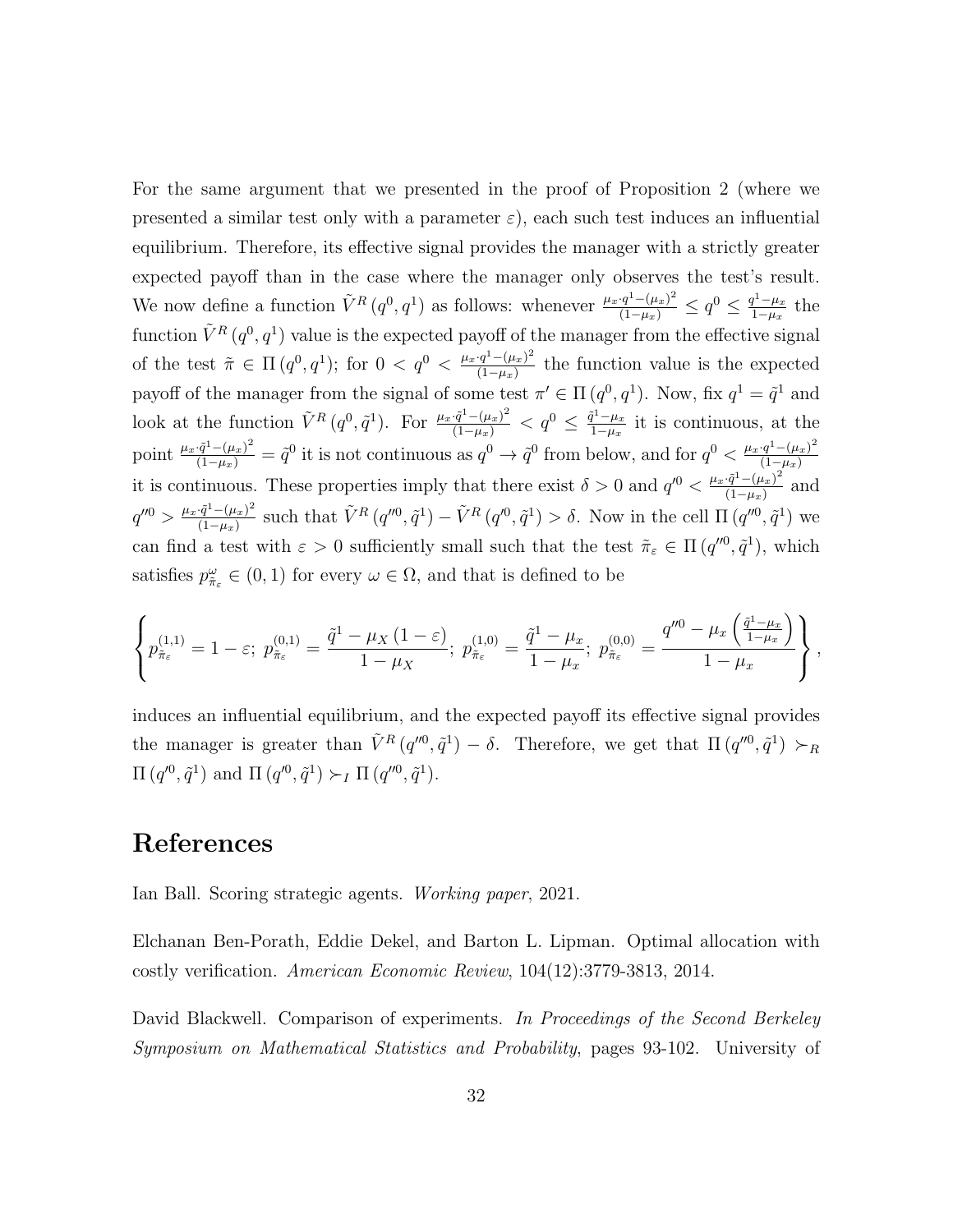For the same argument that we presented in the proof of Proposition 2 (where we presented a similar test only with a parameter $\varepsilon$), each such test induces an influential equilibrium. Therefore, its effective signal provides the manager with a strictly greater expected payoff than in the case where the manager only observes the test's result. We now define a function $\tilde{V}^R(q^0, q^1)$ as follows: whenever $\frac{\mu_x \cdot q^1 - (\mu_x)^2}{(1-\mu_x)} \leq q^0 \leq \frac{q^1 - \mu_x}{1-\mu_x}$ the function $\tilde{V}^R(q^0, q^1)$ value is the expected payoff of the manager from the effective signal of the test $\tilde{\pi} \in \Pi(q^0, q^1)$; for $0 < q^0 < \frac{\mu_x \cdot q^1 - (\mu_x)^2}{(1-\mu_x)}$ the function value is the expected payoff of the manager from the signal of some test $\pi' \in \Pi(q^0, q^1)$. Now, fix $q^1 = \tilde{q}^1$ and look at the function $\tilde{V}^R(q^0, \tilde{q}^1)$. For $\frac{\mu_x \cdot \tilde{q}^1 - (\mu_x)^2}{(1-\mu_x)} < q^0 \leq \frac{\tilde{q}^1 - \mu_x}{1-\mu_x}$ it is continuous, at the point $\frac{\mu_x \cdot \tilde{q}^1 - (\mu_x)^2}{(1-\mu_x)} = \tilde{q}^0$ it is not continuous as $q^0 \to \tilde{q}^0$ from below, and for $q^0 < \frac{\mu_x \cdot q^1 - (\mu_x)^2}{(1-\mu_x)}$ it is continuous. These properties imply that there exist $\delta > 0$ and $q'^0 < \frac{\mu_x \cdot \tilde{q}^1 - (\mu_x)^2}{(1-\mu_x)}$ and $q''^0 > \frac{\mu_x \cdot \tilde{q}^1 - (\mu_x)^2}{(1-\mu_x)}$ such that $\tilde{V}^R(q''^0, \tilde{q}^1) - \tilde{V}^R(q'^0, \tilde{q}^1) > \delta$. Now in the cell $\Pi(q''^0, \tilde{q}^1)$ we can find a test with $\varepsilon > 0$ sufficiently small such that the test $\tilde{\pi}_\varepsilon \in \Pi(q''^0, \tilde{q}^1)$, which satisfies $p^{\omega}_{\tilde{\pi}_\varepsilon} \in (0, 1)$ for every $\omega \in \Omega$, and that is defined to be

$$\left\{ p^{(1,1)}_{\tilde{\pi}_\varepsilon} = 1 - \varepsilon;\ p^{(0,1)}_{\tilde{\pi}_\varepsilon} = \frac{\tilde{q}^1 - \mu_X(1-\varepsilon)}{1-\mu_X};\ p^{(1,0)}_{\tilde{\pi}_\varepsilon} = \frac{\tilde{q}^1 - \mu_x}{1-\mu_x};\ p^{(0,0)}_{\tilde{\pi}_\varepsilon} = \frac{q''^0 - \mu_x\left(\frac{\tilde{q}^1 - \mu_x}{1-\mu_x}\right)}{1-\mu_x} \right\},$$

induces an influential equilibrium, and the expected payoff its effective signal provides the manager is greater than $\tilde{V}^R(q''^0, \tilde{q}^1) - \delta$. Therefore, we get that $\Pi(q''^0, \tilde{q}^1) \succ_R \Pi(q'^0, \tilde{q}^1)$ and $\Pi(q'^0, \tilde{q}^1) \succ_I \Pi(q''^0, \tilde{q}^1)$.

# References

Ian Ball. Scoring strategic agents. *Working paper*, 2021.

Elchanan Ben-Porath, Eddie Dekel, and Barton L. Lipman. Optimal allocation with costly verification. *American Economic Review*, 104(12):3779-3813, 2014.

David Blackwell. Comparison of experiments. *In Proceedings of the Second Berkeley Symposium on Mathematical Statistics and Probability*, pages 93-102. University of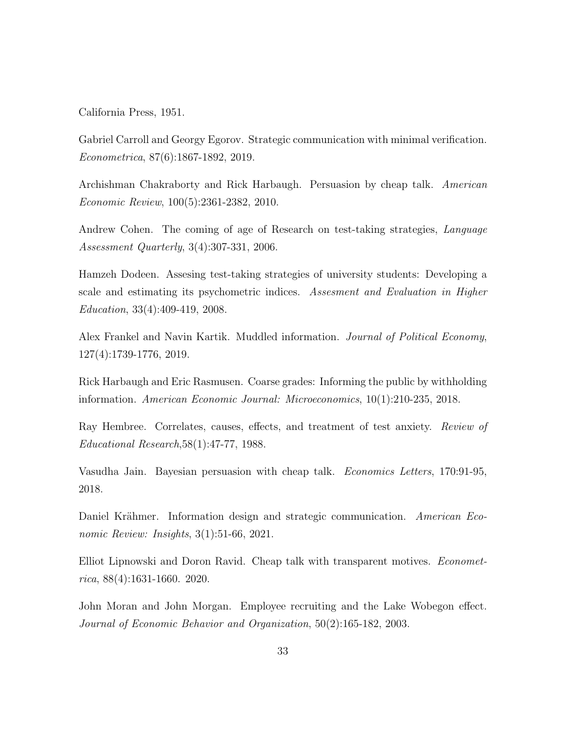California Press, 1951.

Gabriel Carroll and Georgy Egorov. Strategic communication with minimal verification. *Econometrica*, 87(6):1867-1892, 2019.

Archishman Chakraborty and Rick Harbaugh. Persuasion by cheap talk. *American Economic Review*, 100(5):2361-2382, 2010.

Andrew Cohen. The coming of age of Research on test-taking strategies, *Language Assessment Quarterly*, 3(4):307-331, 2006.

Hamzeh Dodeen. Assesing test-taking strategies of university students: Developing a scale and estimating its psychometric indices. *Assesment and Evaluation in Higher Education*, 33(4):409-419, 2008.

Alex Frankel and Navin Kartik. Muddled information. *Journal of Political Economy*, 127(4):1739-1776, 2019.

Rick Harbaugh and Eric Rasmusen. Coarse grades: Informing the public by withholding information. *American Economic Journal: Microeconomics*, 10(1):210-235, 2018.

Ray Hembree. Correlates, causes, effects, and treatment of test anxiety. *Review of Educational Research*,58(1):47-77, 1988.

Vasudha Jain. Bayesian persuasion with cheap talk. *Economics Letters*, 170:91-95, 2018.

Daniel Krähmer. Information design and strategic communication. *American Economic Review: Insights*, 3(1):51-66, 2021.

Elliot Lipnowski and Doron Ravid. Cheap talk with transparent motives. *Econometrica*, 88(4):1631-1660. 2020.

John Moran and John Morgan. Employee recruiting and the Lake Wobegon effect. *Journal of Economic Behavior and Organization*, 50(2):165-182, 2003.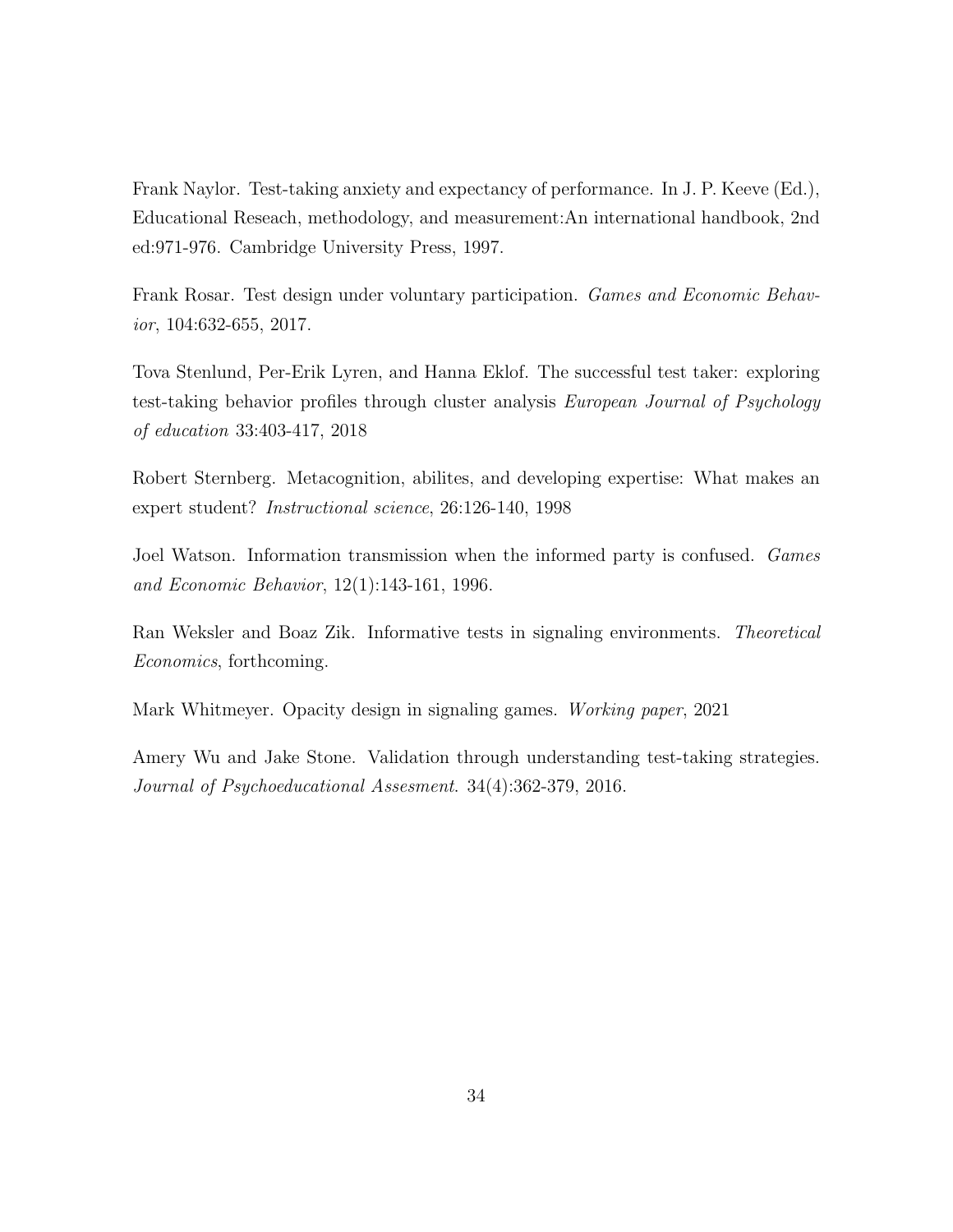Frank Naylor. Test-taking anxiety and expectancy of performance. In J. P. Keeve (Ed.), Educational Reseach, methodology, and measurement:An international handbook, 2nd ed:971-976. Cambridge University Press, 1997.

Frank Rosar. Test design under voluntary participation. *Games and Economic Behavior*, 104:632-655, 2017.

Tova Stenlund, Per-Erik Lyren, and Hanna Eklof. The successful test taker: exploring test-taking behavior profiles through cluster analysis *European Journal of Psychology of education* 33:403-417, 2018

Robert Sternberg. Metacognition, abilites, and developing expertise: What makes an expert student? *Instructional science*, 26:126-140, 1998

Joel Watson. Information transmission when the informed party is confused. *Games and Economic Behavior*, 12(1):143-161, 1996.

Ran Weksler and Boaz Zik. Informative tests in signaling environments. *Theoretical Economics*, forthcoming.

Mark Whitmeyer. Opacity design in signaling games. *Working paper*, 2021

Amery Wu and Jake Stone. Validation through understanding test-taking strategies. *Journal of Psychoeducational Assesment*. 34(4):362-379, 2016.